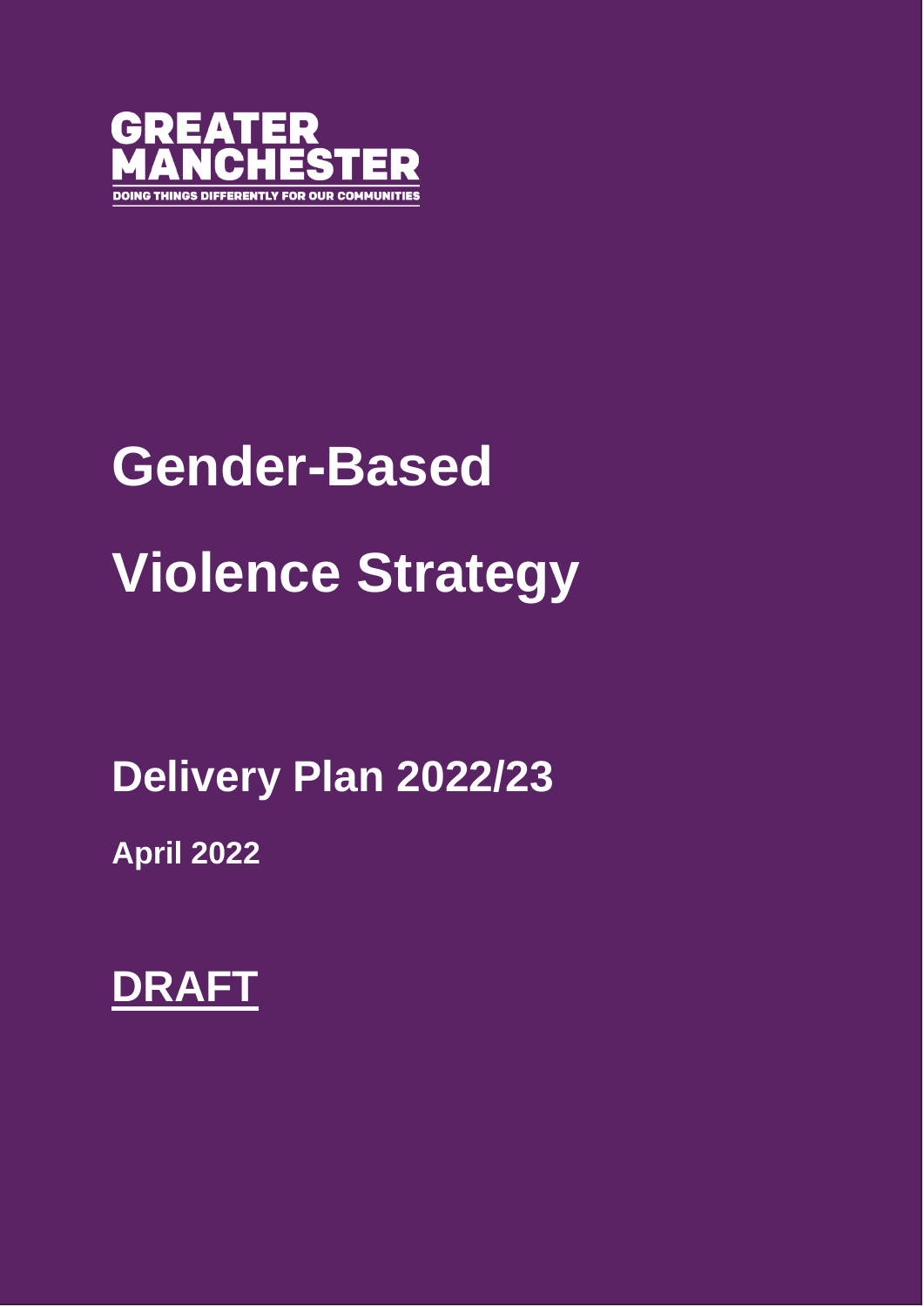GREATER MANCHESTER

DOING THINGS DIFFERENTLY FOR OUR COMMUNITIES

# Gender-Based Violence Strategy

## Delivery Plan 2022/23

**April 2022**

**DRAFT**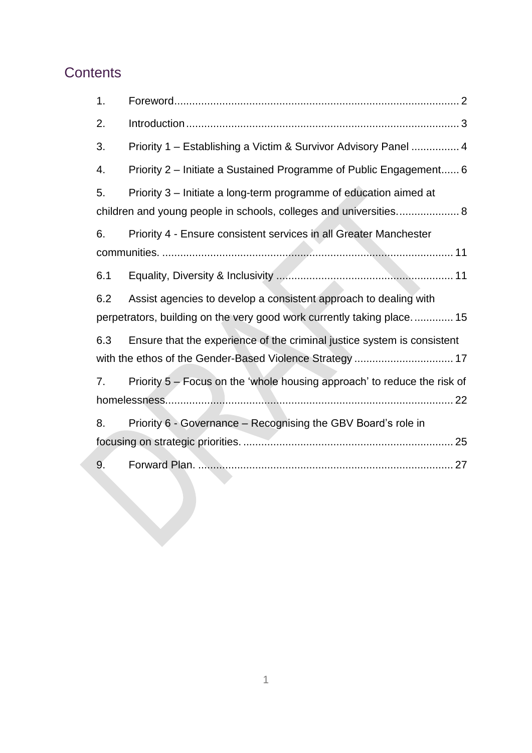## Contents

1. Foreword ..... 2
2. Introduction ..... 3
3. Priority 1 – Establishing a Victim & Survivor Advisory Panel ..... 4
4. Priority 2 – Initiate a Sustained Programme of Public Engagement ..... 6
5. Priority 3 – Initiate a long-term programme of education aimed at children and young people in schools, colleges and universities. ..... 8
6. Priority 4 - Ensure consistent services in all Greater Manchester communities. ..... 11

   6.1 Equality, Diversity & Inclusivity ..... 11

   6.2 Assist agencies to develop a consistent approach to dealing with perpetrators, building on the very good work currently taking place. ..... 15

   6.3 Ensure that the experience of the criminal justice system is consistent with the ethos of the Gender-Based Violence Strategy ..... 17

7. Priority 5 – Focus on the 'whole housing approach' to reduce the risk of homelessness ..... 22
8. Priority 6 - Governance – Recognising the GBV Board's role in focusing on strategic priorities. ..... 25
9. Forward Plan. ..... 27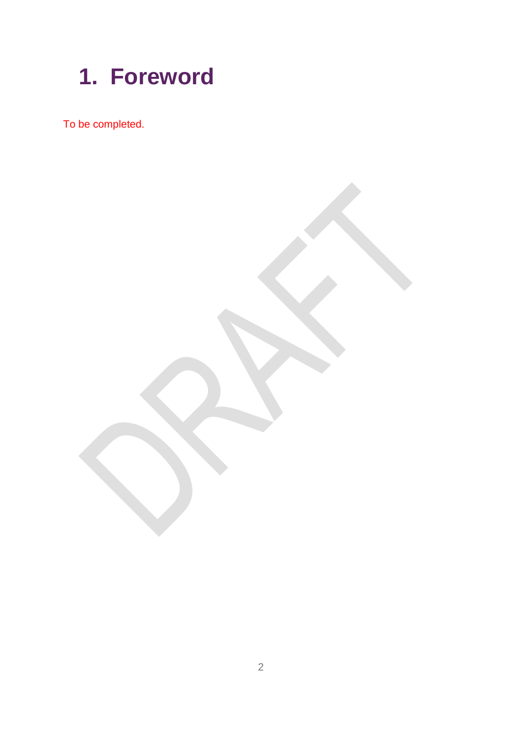# 1. Foreword

To be completed.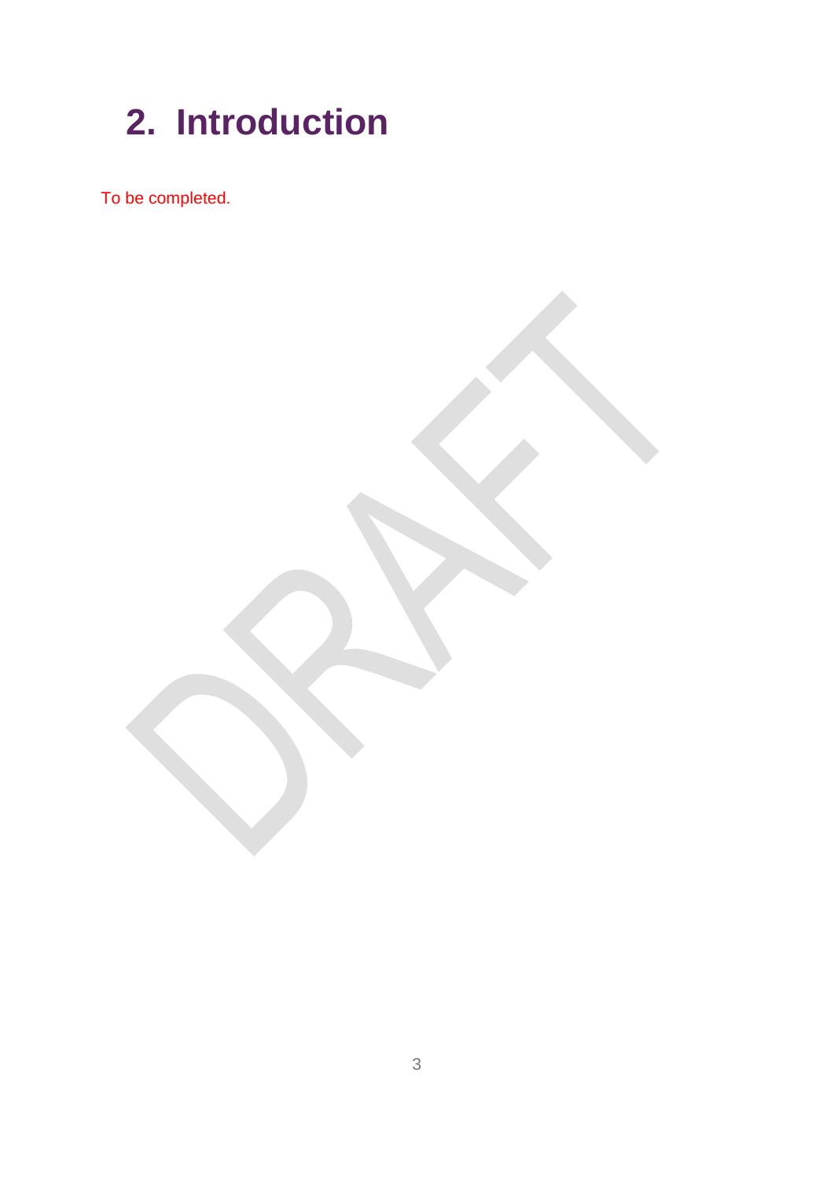# 2. Introduction

To be completed.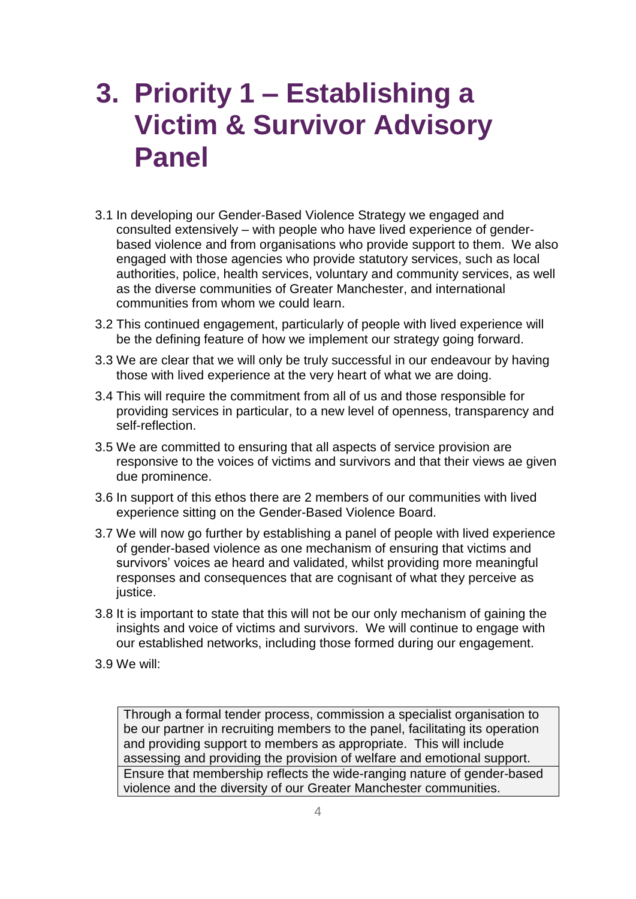# 3. Priority 1 – Establishing a Victim & Survivor Advisory Panel

3.1 In developing our Gender-Based Violence Strategy we engaged and consulted extensively – with people who have lived experience of gender-based violence and from organisations who provide support to them. We also engaged with those agencies who provide statutory services, such as local authorities, police, health services, voluntary and community services, as well as the diverse communities of Greater Manchester, and international communities from whom we could learn.

3.2 This continued engagement, particularly of people with lived experience will be the defining feature of how we implement our strategy going forward.

3.3 We are clear that we will only be truly successful in our endeavour by having those with lived experience at the very heart of what we are doing.

3.4 This will require the commitment from all of us and those responsible for providing services in particular, to a new level of openness, transparency and self-reflection.

3.5 We are committed to ensuring that all aspects of service provision are responsive to the voices of victims and survivors and that their views ae given due prominence.

3.6 In support of this ethos there are 2 members of our communities with lived experience sitting on the Gender-Based Violence Board.

3.7 We will now go further by establishing a panel of people with lived experience of gender-based violence as one mechanism of ensuring that victims and survivors' voices ae heard and validated, whilst providing more meaningful responses and consequences that are cognisant of what they perceive as justice.

3.8 It is important to state that this will not be our only mechanism of gaining the insights and voice of victims and survivors. We will continue to engage with our established networks, including those formed during our engagement.

3.9 We will:

| |
|---|
| Through a formal tender process, commission a specialist organisation to be our partner in recruiting members to the panel, facilitating its operation and providing support to members as appropriate. This will include assessing and providing the provision of welfare and emotional support. |
| Ensure that membership reflects the wide-ranging nature of gender-based violence and the diversity of our Greater Manchester communities. |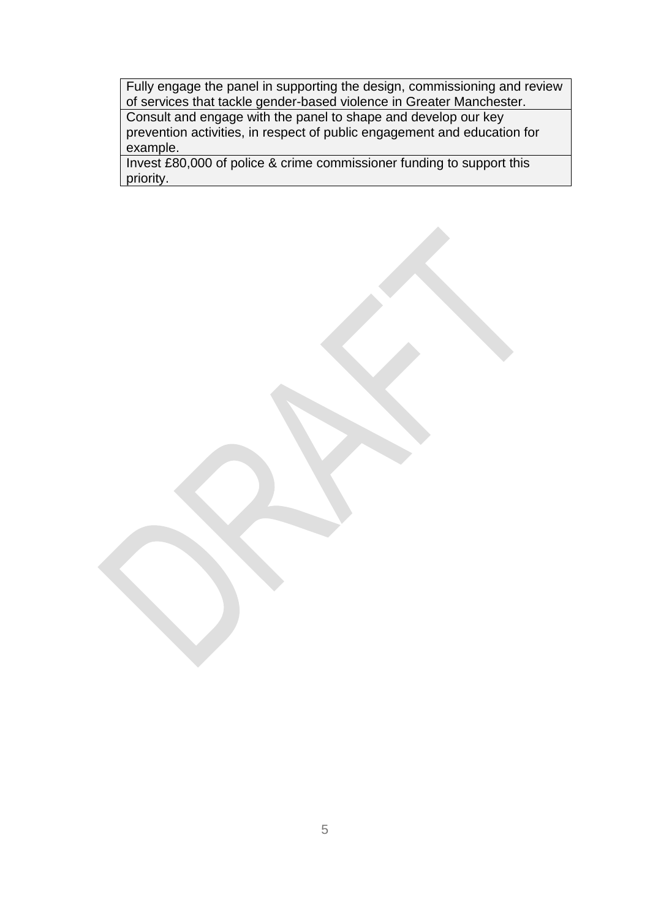| Fully engage the panel in supporting the design, commissioning and review of services that tackle gender-based violence in Greater Manchester. |
| --- |
| Consult and engage with the panel to shape and develop our key prevention activities, in respect of public engagement and education for example. |
| Invest £80,000 of police & crime commissioner funding to support this priority. |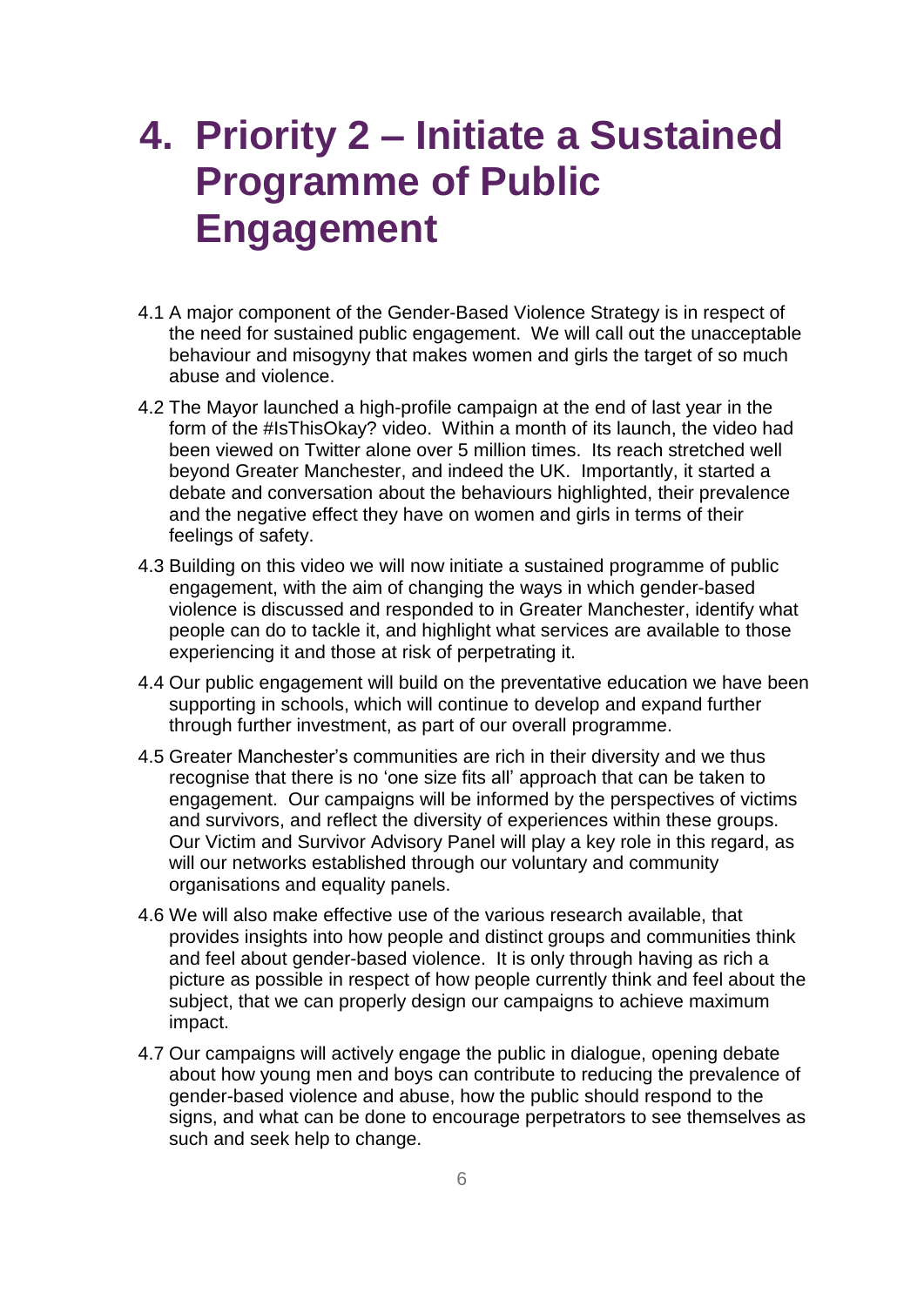# 4. Priority 2 – Initiate a Sustained Programme of Public Engagement

4.1 A major component of the Gender-Based Violence Strategy is in respect of the need for sustained public engagement. We will call out the unacceptable behaviour and misogyny that makes women and girls the target of so much abuse and violence.

4.2 The Mayor launched a high-profile campaign at the end of last year in the form of the #IsThisOkay? video. Within a month of its launch, the video had been viewed on Twitter alone over 5 million times. Its reach stretched well beyond Greater Manchester, and indeed the UK. Importantly, it started a debate and conversation about the behaviours highlighted, their prevalence and the negative effect they have on women and girls in terms of their feelings of safety.

4.3 Building on this video we will now initiate a sustained programme of public engagement, with the aim of changing the ways in which gender-based violence is discussed and responded to in Greater Manchester, identify what people can do to tackle it, and highlight what services are available to those experiencing it and those at risk of perpetrating it.

4.4 Our public engagement will build on the preventative education we have been supporting in schools, which will continue to develop and expand further through further investment, as part of our overall programme.

4.5 Greater Manchester's communities are rich in their diversity and we thus recognise that there is no 'one size fits all' approach that can be taken to engagement. Our campaigns will be informed by the perspectives of victims and survivors, and reflect the diversity of experiences within these groups. Our Victim and Survivor Advisory Panel will play a key role in this regard, as will our networks established through our voluntary and community organisations and equality panels.

4.6 We will also make effective use of the various research available, that provides insights into how people and distinct groups and communities think and feel about gender-based violence. It is only through having as rich a picture as possible in respect of how people currently think and feel about the subject, that we can properly design our campaigns to achieve maximum impact.

4.7 Our campaigns will actively engage the public in dialogue, opening debate about how young men and boys can contribute to reducing the prevalence of gender-based violence and abuse, how the public should respond to the signs, and what can be done to encourage perpetrators to see themselves as such and seek help to change.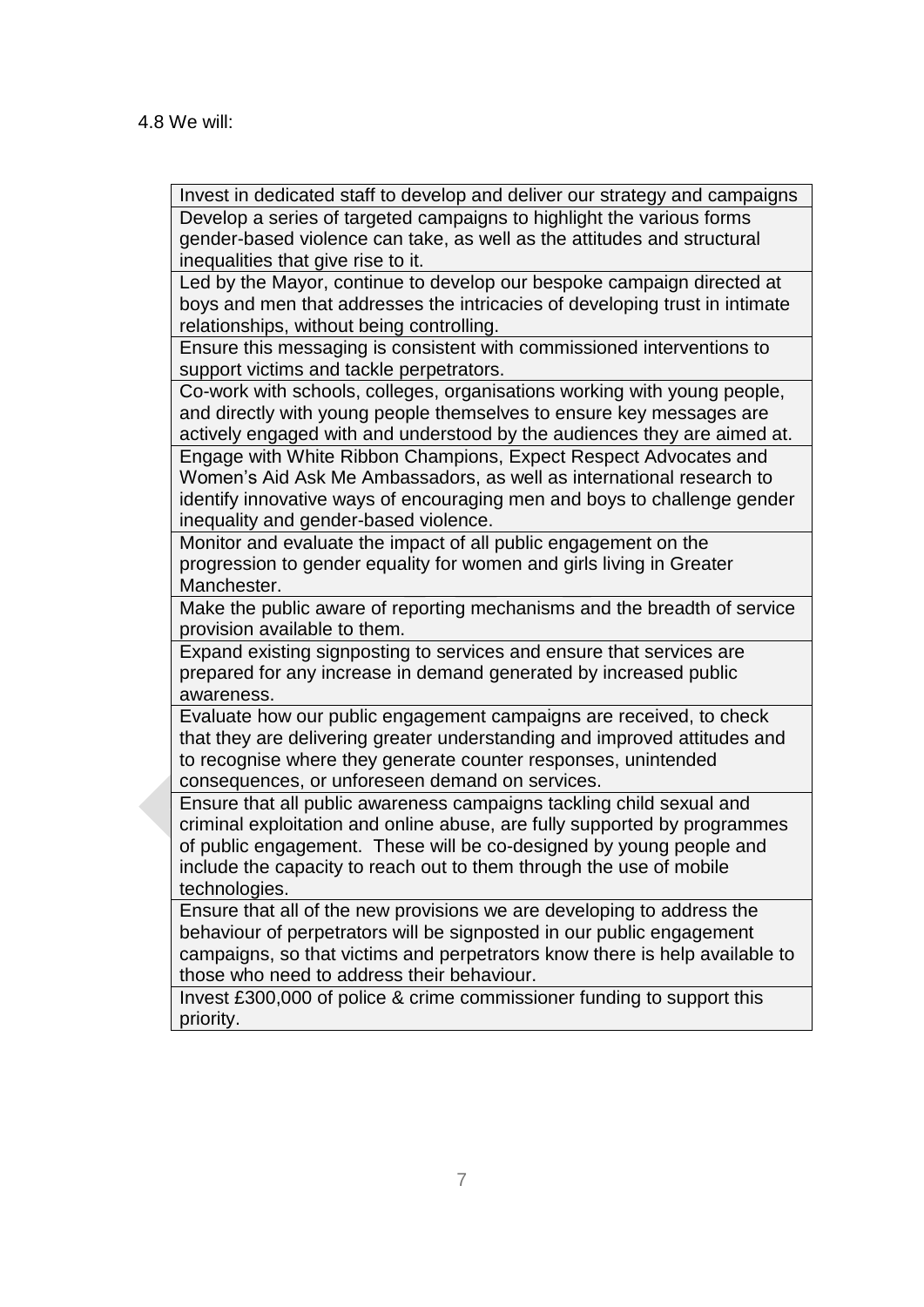4.8 We will:

| |
|---|
| Invest in dedicated staff to develop and deliver our strategy and campaigns |
| Develop a series of targeted campaigns to highlight the various forms gender-based violence can take, as well as the attitudes and structural inequalities that give rise to it. |
| Led by the Mayor, continue to develop our bespoke campaign directed at boys and men that addresses the intricacies of developing trust in intimate relationships, without being controlling. |
| Ensure this messaging is consistent with commissioned interventions to support victims and tackle perpetrators. |
| Co-work with schools, colleges, organisations working with young people, and directly with young people themselves to ensure key messages are actively engaged with and understood by the audiences they are aimed at. |
| Engage with White Ribbon Champions, Expect Respect Advocates and Women's Aid Ask Me Ambassadors, as well as international research to identify innovative ways of encouraging men and boys to challenge gender inequality and gender-based violence. |
| Monitor and evaluate the impact of all public engagement on the progression to gender equality for women and girls living in Greater Manchester. |
| Make the public aware of reporting mechanisms and the breadth of service provision available to them. |
| Expand existing signposting to services and ensure that services are prepared for any increase in demand generated by increased public awareness. |
| Evaluate how our public engagement campaigns are received, to check that they are delivering greater understanding and improved attitudes and to recognise where they generate counter responses, unintended consequences, or unforeseen demand on services. |
| Ensure that all public awareness campaigns tackling child sexual and criminal exploitation and online abuse, are fully supported by programmes of public engagement. These will be co-designed by young people and include the capacity to reach out to them through the use of mobile technologies. |
| Ensure that all of the new provisions we are developing to address the behaviour of perpetrators will be signposted in our public engagement campaigns, so that victims and perpetrators know there is help available to those who need to address their behaviour. |
| Invest £300,000 of police & crime commissioner funding to support this priority. |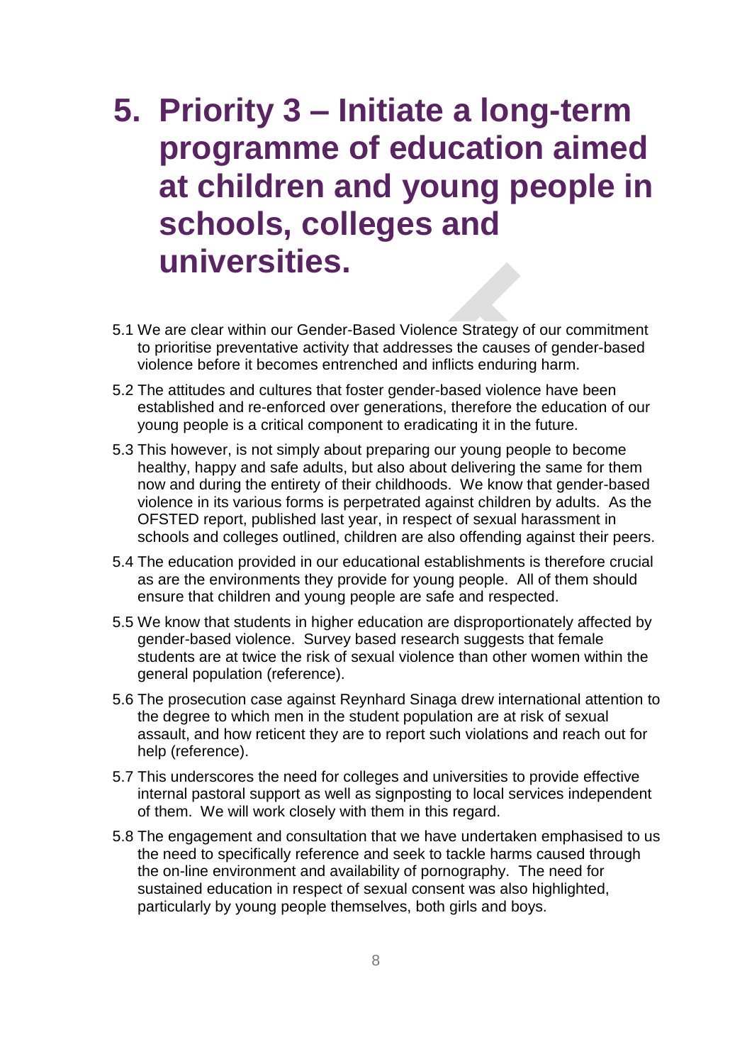# 5. Priority 3 – Initiate a long-term programme of education aimed at children and young people in schools, colleges and universities.

5.1 We are clear within our Gender-Based Violence Strategy of our commitment to prioritise preventative activity that addresses the causes of gender-based violence before it becomes entrenched and inflicts enduring harm.

5.2 The attitudes and cultures that foster gender-based violence have been established and re-enforced over generations, therefore the education of our young people is a critical component to eradicating it in the future.

5.3 This however, is not simply about preparing our young people to become healthy, happy and safe adults, but also about delivering the same for them now and during the entirety of their childhoods. We know that gender-based violence in its various forms is perpetrated against children by adults. As the OFSTED report, published last year, in respect of sexual harassment in schools and colleges outlined, children are also offending against their peers.

5.4 The education provided in our educational establishments is therefore crucial as are the environments they provide for young people. All of them should ensure that children and young people are safe and respected.

5.5 We know that students in higher education are disproportionately affected by gender-based violence. Survey based research suggests that female students are at twice the risk of sexual violence than other women within the general population (reference).

5.6 The prosecution case against Reynhard Sinaga drew international attention to the degree to which men in the student population are at risk of sexual assault, and how reticent they are to report such violations and reach out for help (reference).

5.7 This underscores the need for colleges and universities to provide effective internal pastoral support as well as signposting to local services independent of them. We will work closely with them in this regard.

5.8 The engagement and consultation that we have undertaken emphasised to us the need to specifically reference and seek to tackle harms caused through the on-line environment and availability of pornography. The need for sustained education in respect of sexual consent was also highlighted, particularly by young people themselves, both girls and boys.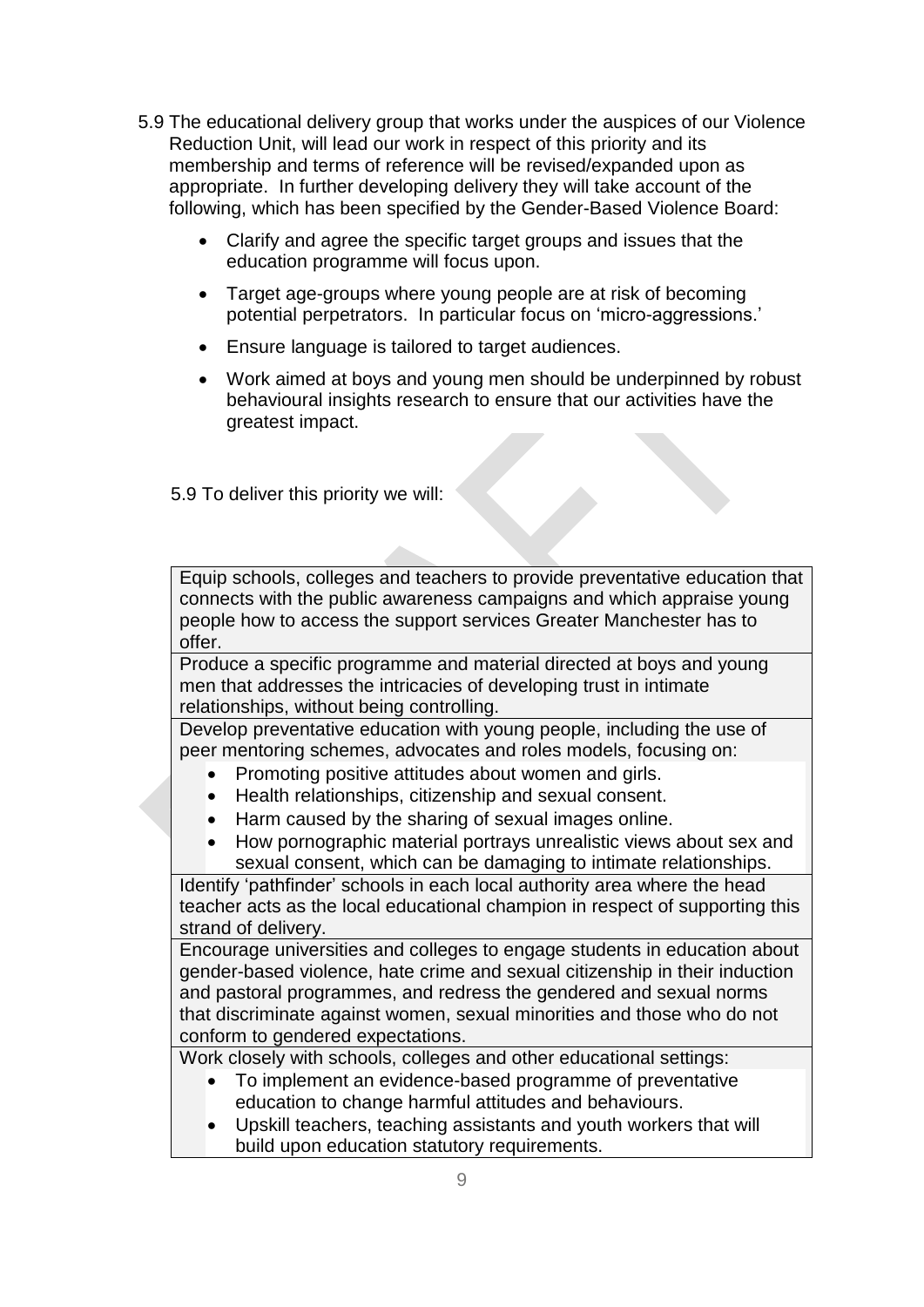5.9 The educational delivery group that works under the auspices of our Violence Reduction Unit, will lead our work in respect of this priority and its membership and terms of reference will be revised/expanded upon as appropriate. In further developing delivery they will take account of the following, which has been specified by the Gender-Based Violence Board:

- Clarify and agree the specific target groups and issues that the education programme will focus upon.
- Target age-groups where young people are at risk of becoming potential perpetrators. In particular focus on 'micro-aggressions.'
- Ensure language is tailored to target audiences.
- Work aimed at boys and young men should be underpinned by robust behavioural insights research to ensure that our activities have the greatest impact.

5.9 To deliver this priority we will:

| |
|---|
| Equip schools, colleges and teachers to provide preventative education that connects with the public awareness campaigns and which appraise young people how to access the support services Greater Manchester has to offer. |
| Produce a specific programme and material directed at boys and young men that addresses the intricacies of developing trust in intimate relationships, without being controlling. |
| Develop preventative education with young people, including the use of peer mentoring schemes, advocates and roles models, focusing on: <br>• Promoting positive attitudes about women and girls. <br>• Health relationships, citizenship and sexual consent. <br>• Harm caused by the sharing of sexual images online. <br>• How pornographic material portrays unrealistic views about sex and sexual consent, which can be damaging to intimate relationships. |
| Identify 'pathfinder' schools in each local authority area where the head teacher acts as the local educational champion in respect of supporting this strand of delivery. |
| Encourage universities and colleges to engage students in education about gender-based violence, hate crime and sexual citizenship in their induction and pastoral programmes, and redress the gendered and sexual norms that discriminate against women, sexual minorities and those who do not conform to gendered expectations. |
| Work closely with schools, colleges and other educational settings: <br>• To implement an evidence-based programme of preventative education to change harmful attitudes and behaviours. <br>• Upskill teachers, teaching assistants and youth workers that will build upon education statutory requirements. |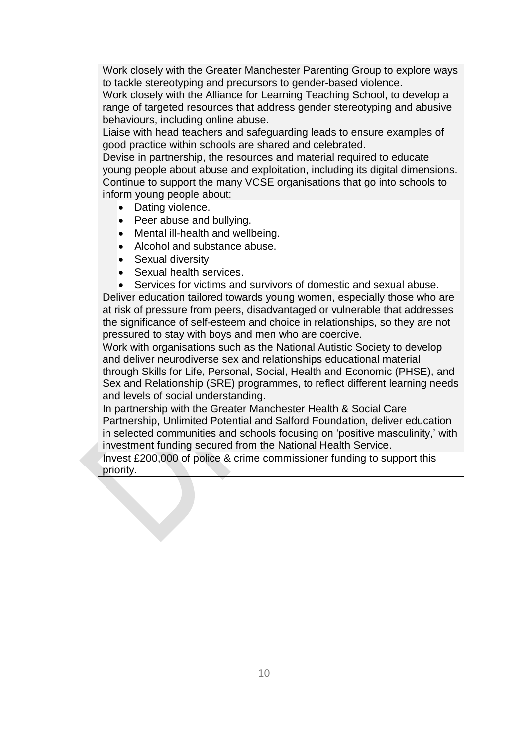| Work closely with the Greater Manchester Parenting Group to explore ways to tackle stereotyping and precursors to gender-based violence. |
|---|
| Work closely with the Alliance for Learning Teaching School, to develop a range of targeted resources that address gender stereotyping and abusive behaviours, including online abuse. |
| Liaise with head teachers and safeguarding leads to ensure examples of good practice within schools are shared and celebrated. |
| Devise in partnership, the resources and material required to educate young people about abuse and exploitation, including its digital dimensions. |
| Continue to support the many VCSE organisations that go into schools to inform young people about:<br>• Dating violence.<br>• Peer abuse and bullying.<br>• Mental ill-health and wellbeing.<br>• Alcohol and substance abuse.<br>• Sexual diversity<br>• Sexual health services.<br>• Services for victims and survivors of domestic and sexual abuse. |
| Deliver education tailored towards young women, especially those who are at risk of pressure from peers, disadvantaged or vulnerable that addresses the significance of self-esteem and choice in relationships, so they are not pressured to stay with boys and men who are coercive. |
| Work with organisations such as the National Autistic Society to develop and deliver neurodiverse sex and relationships educational material through Skills for Life, Personal, Social, Health and Economic (PHSE), and Sex and Relationship (SRE) programmes, to reflect different learning needs and levels of social understanding. |
| In partnership with the Greater Manchester Health & Social Care Partnership, Unlimited Potential and Salford Foundation, deliver education in selected communities and schools focusing on 'positive masculinity,' with investment funding secured from the National Health Service. |
| Invest £200,000 of police & crime commissioner funding to support this priority. |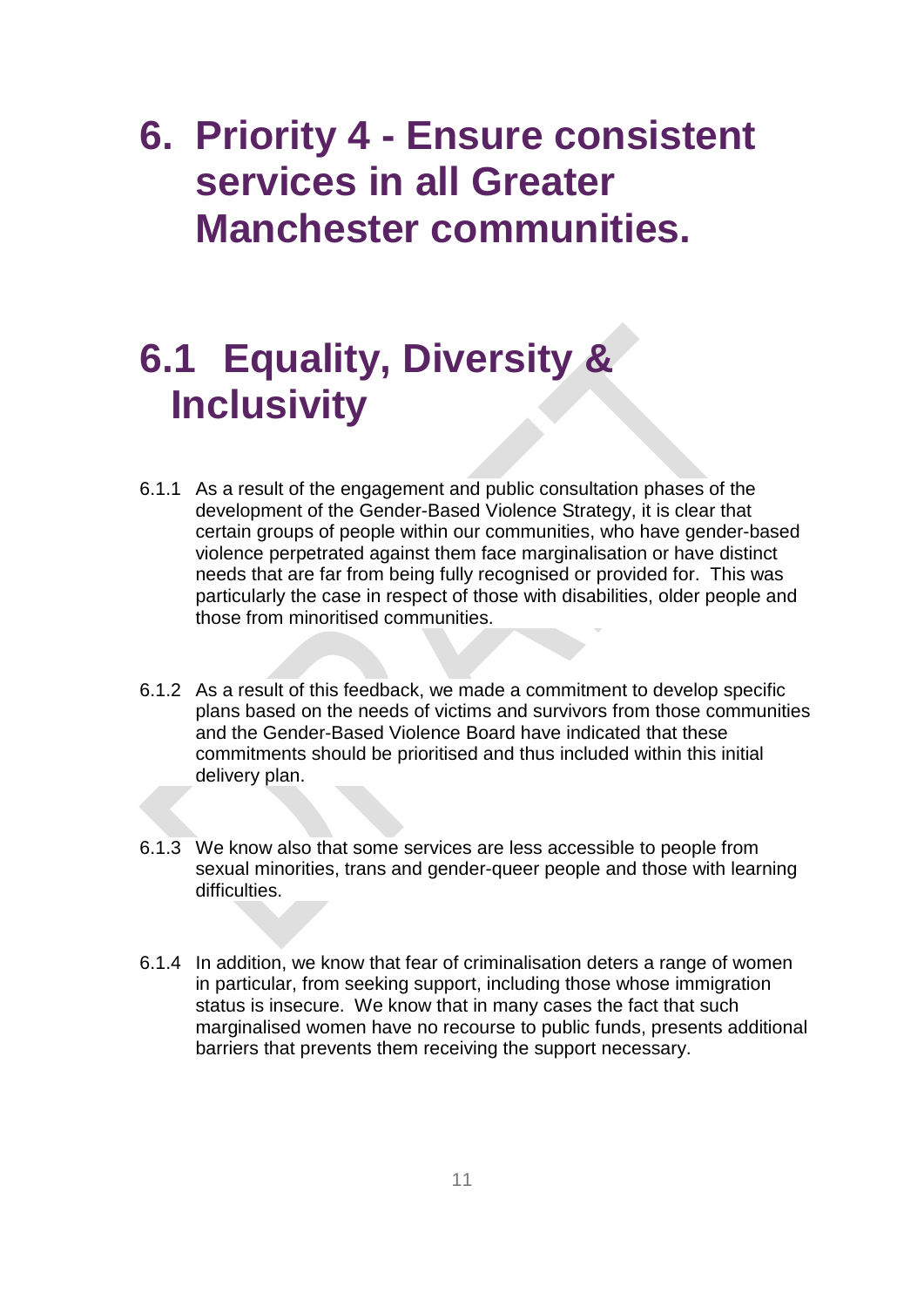# 6. Priority 4 - Ensure consistent services in all Greater Manchester communities.

## 6.1 Equality, Diversity & Inclusivity

6.1.1 As a result of the engagement and public consultation phases of the development of the Gender-Based Violence Strategy, it is clear that certain groups of people within our communities, who have gender-based violence perpetrated against them face marginalisation or have distinct needs that are far from being fully recognised or provided for. This was particularly the case in respect of those with disabilities, older people and those from minoritised communities.

6.1.2 As a result of this feedback, we made a commitment to develop specific plans based on the needs of victims and survivors from those communities and the Gender-Based Violence Board have indicated that these commitments should be prioritised and thus included within this initial delivery plan.

6.1.3 We know also that some services are less accessible to people from sexual minorities, trans and gender-queer people and those with learning difficulties.

6.1.4 In addition, we know that fear of criminalisation deters a range of women in particular, from seeking support, including those whose immigration status is insecure. We know that in many cases the fact that such marginalised women have no recourse to public funds, presents additional barriers that prevents them receiving the support necessary.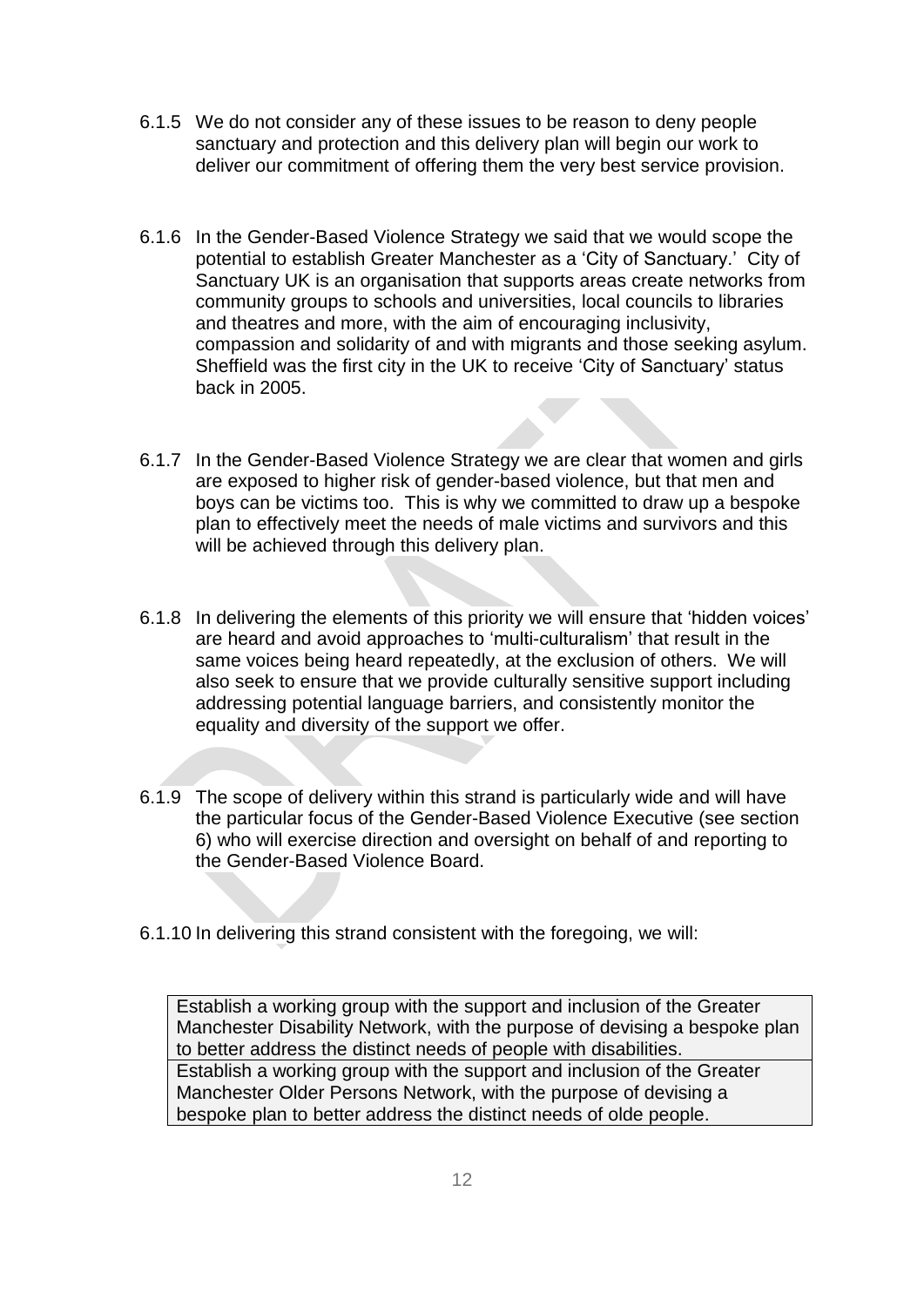6.1.5 We do not consider any of these issues to be reason to deny people sanctuary and protection and this delivery plan will begin our work to deliver our commitment of offering them the very best service provision.

6.1.6 In the Gender-Based Violence Strategy we said that we would scope the potential to establish Greater Manchester as a 'City of Sanctuary.' City of Sanctuary UK is an organisation that supports areas create networks from community groups to schools and universities, local councils to libraries and theatres and more, with the aim of encouraging inclusivity, compassion and solidarity of and with migrants and those seeking asylum. Sheffield was the first city in the UK to receive 'City of Sanctuary' status back in 2005.

6.1.7 In the Gender-Based Violence Strategy we are clear that women and girls are exposed to higher risk of gender-based violence, but that men and boys can be victims too. This is why we committed to draw up a bespoke plan to effectively meet the needs of male victims and survivors and this will be achieved through this delivery plan.

6.1.8 In delivering the elements of this priority we will ensure that 'hidden voices' are heard and avoid approaches to 'multi-culturalism' that result in the same voices being heard repeatedly, at the exclusion of others. We will also seek to ensure that we provide culturally sensitive support including addressing potential language barriers, and consistently monitor the equality and diversity of the support we offer.

6.1.9 The scope of delivery within this strand is particularly wide and will have the particular focus of the Gender-Based Violence Executive (see section 6) who will exercise direction and oversight on behalf of and reporting to the Gender-Based Violence Board.

6.1.10 In delivering this strand consistent with the foregoing, we will:

| |
|---|
| Establish a working group with the support and inclusion of the Greater Manchester Disability Network, with the purpose of devising a bespoke plan to better address the distinct needs of people with disabilities. |
| Establish a working group with the support and inclusion of the Greater Manchester Older Persons Network, with the purpose of devising a bespoke plan to better address the distinct needs of olde people. |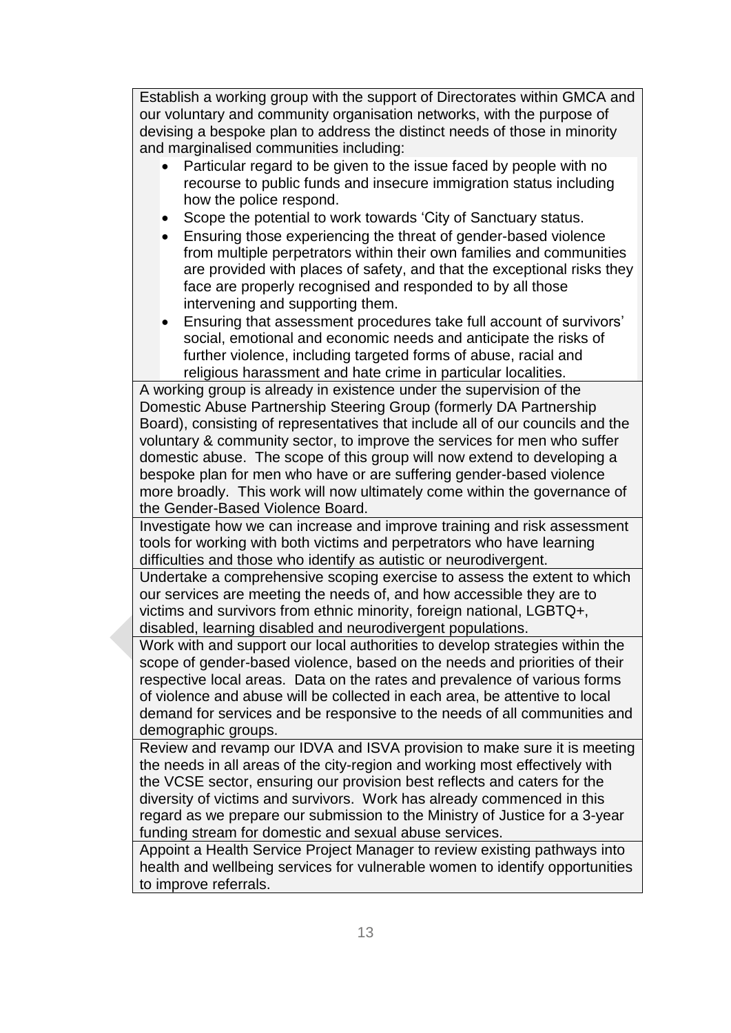| |
|---|
| Establish a working group with the support of Directorates within GMCA and our voluntary and community organisation networks, with the purpose of devising a bespoke plan to address the distinct needs of those in minority and marginalised communities including:<br>• Particular regard to be given to the issue faced by people with no recourse to public funds and insecure immigration status including how the police respond.<br>• Scope the potential to work towards 'City of Sanctuary status.<br>• Ensuring those experiencing the threat of gender-based violence from multiple perpetrators within their own families and communities are provided with places of safety, and that the exceptional risks they face are properly recognised and responded to by all those intervening and supporting them.<br>• Ensuring that assessment procedures take full account of survivors' social, emotional and economic needs and anticipate the risks of further violence, including targeted forms of abuse, racial and religious harassment and hate crime in particular localities. |
| A working group is already in existence under the supervision of the Domestic Abuse Partnership Steering Group (formerly DA Partnership Board), consisting of representatives that include all of our councils and the voluntary & community sector, to improve the services for men who suffer domestic abuse. The scope of this group will now extend to developing a bespoke plan for men who have or are suffering gender-based violence more broadly. This work will now ultimately come within the governance of the Gender-Based Violence Board. |
| Investigate how we can increase and improve training and risk assessment tools for working with both victims and perpetrators who have learning difficulties and those who identify as autistic or neurodivergent. |
| Undertake a comprehensive scoping exercise to assess the extent to which our services are meeting the needs of, and how accessible they are to victims and survivors from ethnic minority, foreign national, LGBTQ+, disabled, learning disabled and neurodivergent populations. |
| Work with and support our local authorities to develop strategies within the scope of gender-based violence, based on the needs and priorities of their respective local areas. Data on the rates and prevalence of various forms of violence and abuse will be collected in each area, be attentive to local demand for services and be responsive to the needs of all communities and demographic groups. |
| Review and revamp our IDVA and ISVA provision to make sure it is meeting the needs in all areas of the city-region and working most effectively with the VCSE sector, ensuring our provision best reflects and caters for the diversity of victims and survivors. Work has already commenced in this regard as we prepare our submission to the Ministry of Justice for a 3-year funding stream for domestic and sexual abuse services. |
| Appoint a Health Service Project Manager to review existing pathways into health and wellbeing services for vulnerable women to identify opportunities to improve referrals. |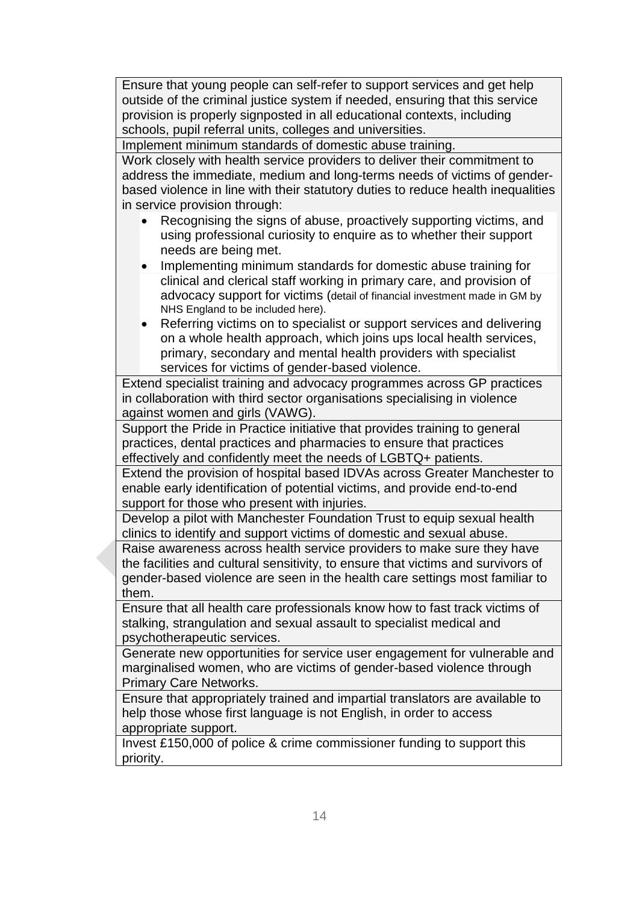| |
|---|
| Ensure that young people can self-refer to support services and get help outside of the criminal justice system if needed, ensuring that this service provision is properly signposted in all educational contexts, including schools, pupil referral units, colleges and universities. |
| Implement minimum standards of domestic abuse training. |
| Work closely with health service providers to deliver their commitment to address the immediate, medium and long-terms needs of victims of gender-based violence in line with their statutory duties to reduce health inequalities in service provision through:<br>• Recognising the signs of abuse, proactively supporting victims, and using professional curiosity to enquire as to whether their support needs are being met.<br>• Implementing minimum standards for domestic abuse training for clinical and clerical staff working in primary care, and provision of advocacy support for victims (detail of financial investment made in GM by NHS England to be included here).<br>• Referring victims on to specialist or support services and delivering on a whole health approach, which joins ups local health services, primary, secondary and mental health providers with specialist services for victims of gender-based violence. |
| Extend specialist training and advocacy programmes across GP practices in collaboration with third sector organisations specialising in violence against women and girls (VAWG). |
| Support the Pride in Practice initiative that provides training to general practices, dental practices and pharmacies to ensure that practices effectively and confidently meet the needs of LGBTQ+ patients. |
| Extend the provision of hospital based IDVAs across Greater Manchester to enable early identification of potential victims, and provide end-to-end support for those who present with injuries. |
| Develop a pilot with Manchester Foundation Trust to equip sexual health clinics to identify and support victims of domestic and sexual abuse. |
| Raise awareness across health service providers to make sure they have the facilities and cultural sensitivity, to ensure that victims and survivors of gender-based violence are seen in the health care settings most familiar to them. |
| Ensure that all health care professionals know how to fast track victims of stalking, strangulation and sexual assault to specialist medical and psychotherapeutic services. |
| Generate new opportunities for service user engagement for vulnerable and marginalised women, who are victims of gender-based violence through Primary Care Networks. |
| Ensure that appropriately trained and impartial translators are available to help those whose first language is not English, in order to access appropriate support. |
| Invest £150,000 of police & crime commissioner funding to support this priority. |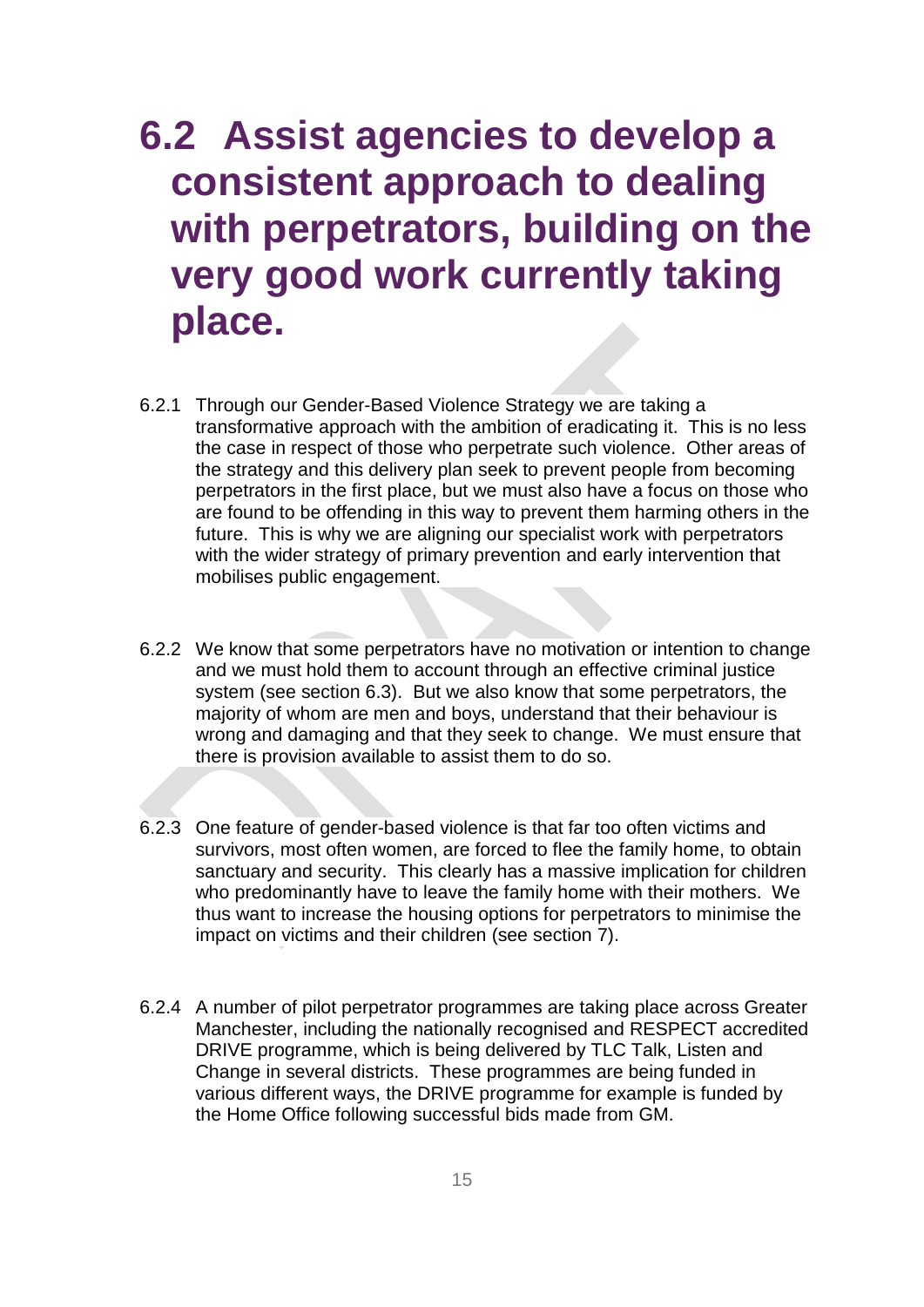# 6.2 Assist agencies to develop a consistent approach to dealing with perpetrators, building on the very good work currently taking place.

6.2.1 Through our Gender-Based Violence Strategy we are taking a transformative approach with the ambition of eradicating it. This is no less the case in respect of those who perpetrate such violence. Other areas of the strategy and this delivery plan seek to prevent people from becoming perpetrators in the first place, but we must also have a focus on those who are found to be offending in this way to prevent them harming others in the future. This is why we are aligning our specialist work with perpetrators with the wider strategy of primary prevention and early intervention that mobilises public engagement.

6.2.2 We know that some perpetrators have no motivation or intention to change and we must hold them to account through an effective criminal justice system (see section 6.3). But we also know that some perpetrators, the majority of whom are men and boys, understand that their behaviour is wrong and damaging and that they seek to change. We must ensure that there is provision available to assist them to do so.

6.2.3 One feature of gender-based violence is that far too often victims and survivors, most often women, are forced to flee the family home, to obtain sanctuary and security. This clearly has a massive implication for children who predominantly have to leave the family home with their mothers. We thus want to increase the housing options for perpetrators to minimise the impact on victims and their children (see section 7).

6.2.4 A number of pilot perpetrator programmes are taking place across Greater Manchester, including the nationally recognised and RESPECT accredited DRIVE programme, which is being delivered by TLC Talk, Listen and Change in several districts. These programmes are being funded in various different ways, the DRIVE programme for example is funded by the Home Office following successful bids made from GM.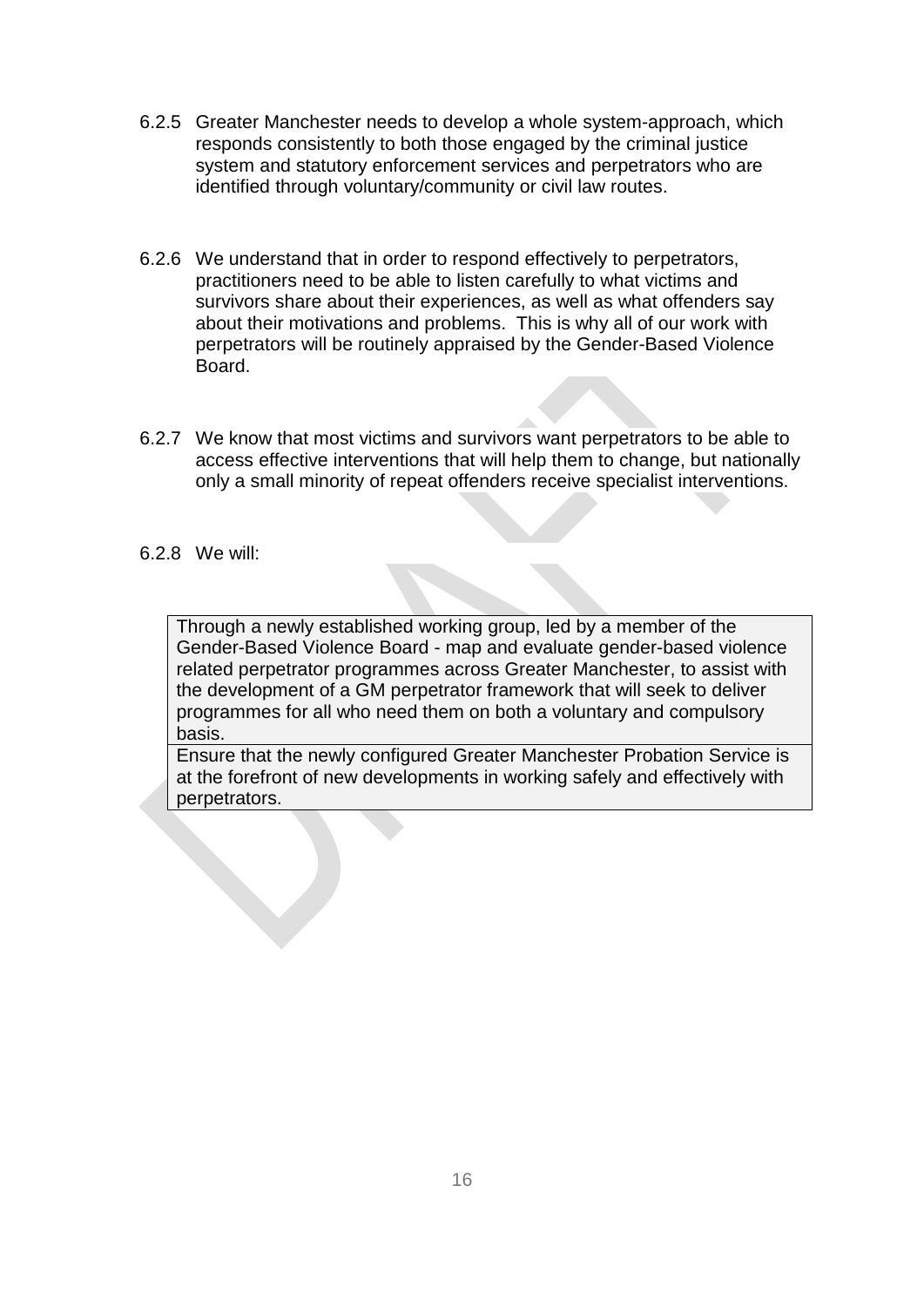6.2.5 Greater Manchester needs to develop a whole system-approach, which responds consistently to both those engaged by the criminal justice system and statutory enforcement services and perpetrators who are identified through voluntary/community or civil law routes.

6.2.6 We understand that in order to respond effectively to perpetrators, practitioners need to be able to listen carefully to what victims and survivors share about their experiences, as well as what offenders say about their motivations and problems. This is why all of our work with perpetrators will be routinely appraised by the Gender-Based Violence Board.

6.2.7 We know that most victims and survivors want perpetrators to be able to access effective interventions that will help them to change, but nationally only a small minority of repeat offenders receive specialist interventions.

6.2.8 We will:

| |
|---|
| Through a newly established working group, led by a member of the Gender-Based Violence Board - map and evaluate gender-based violence related perpetrator programmes across Greater Manchester, to assist with the development of a GM perpetrator framework that will seek to deliver programmes for all who need them on both a voluntary and compulsory basis. |
| Ensure that the newly configured Greater Manchester Probation Service is at the forefront of new developments in working safely and effectively with perpetrators. |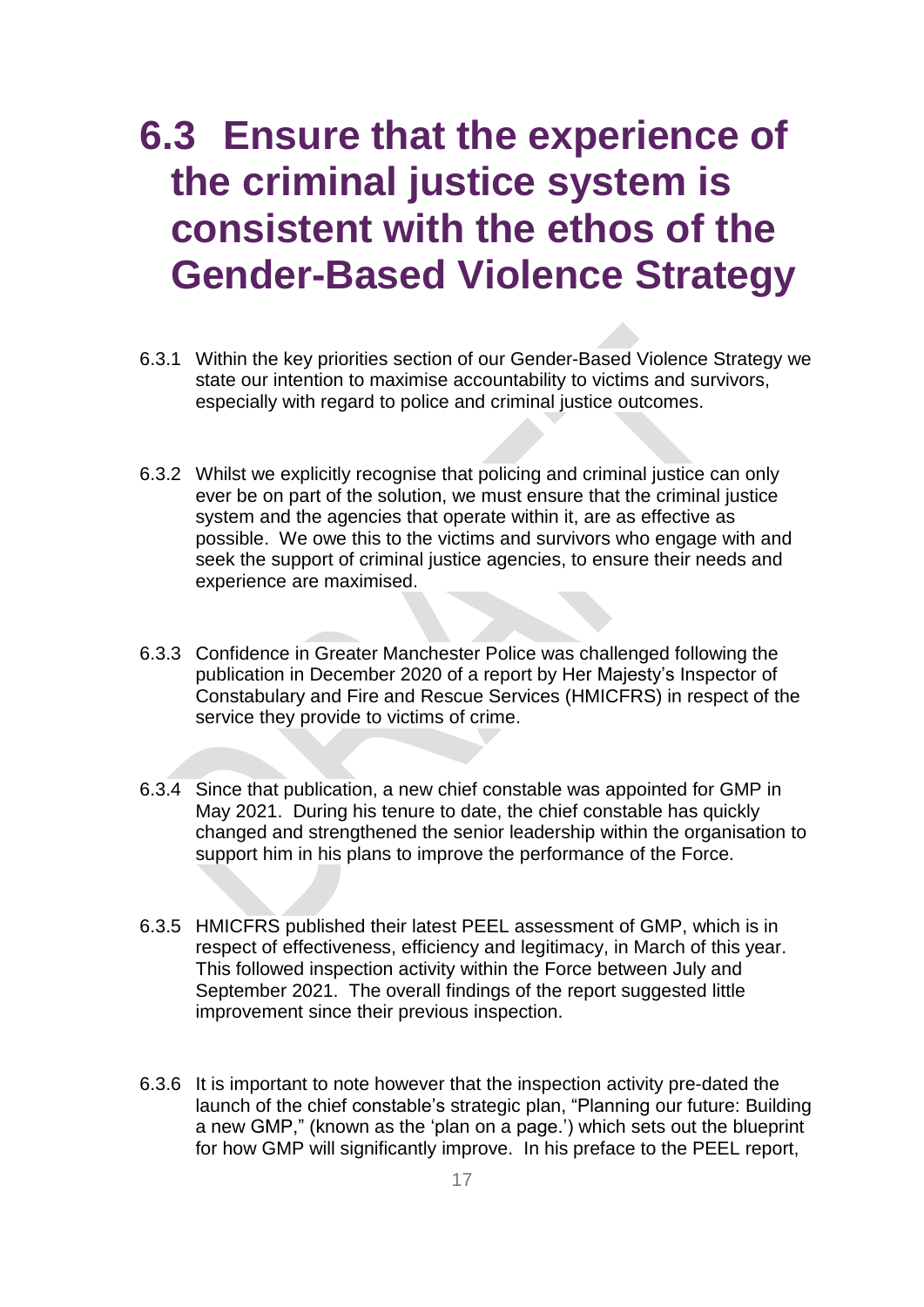# 6.3 Ensure that the experience of the criminal justice system is consistent with the ethos of the Gender-Based Violence Strategy

6.3.1 Within the key priorities section of our Gender-Based Violence Strategy we state our intention to maximise accountability to victims and survivors, especially with regard to police and criminal justice outcomes.

6.3.2 Whilst we explicitly recognise that policing and criminal justice can only ever be on part of the solution, we must ensure that the criminal justice system and the agencies that operate within it, are as effective as possible. We owe this to the victims and survivors who engage with and seek the support of criminal justice agencies, to ensure their needs and experience are maximised.

6.3.3 Confidence in Greater Manchester Police was challenged following the publication in December 2020 of a report by Her Majesty's Inspector of Constabulary and Fire and Rescue Services (HMICFRS) in respect of the service they provide to victims of crime.

6.3.4 Since that publication, a new chief constable was appointed for GMP in May 2021. During his tenure to date, the chief constable has quickly changed and strengthened the senior leadership within the organisation to support him in his plans to improve the performance of the Force.

6.3.5 HMICFRS published their latest PEEL assessment of GMP, which is in respect of effectiveness, efficiency and legitimacy, in March of this year. This followed inspection activity within the Force between July and September 2021. The overall findings of the report suggested little improvement since their previous inspection.

6.3.6 It is important to note however that the inspection activity pre-dated the launch of the chief constable's strategic plan, "Planning our future: Building a new GMP," (known as the 'plan on a page.') which sets out the blueprint for how GMP will significantly improve. In his preface to the PEEL report,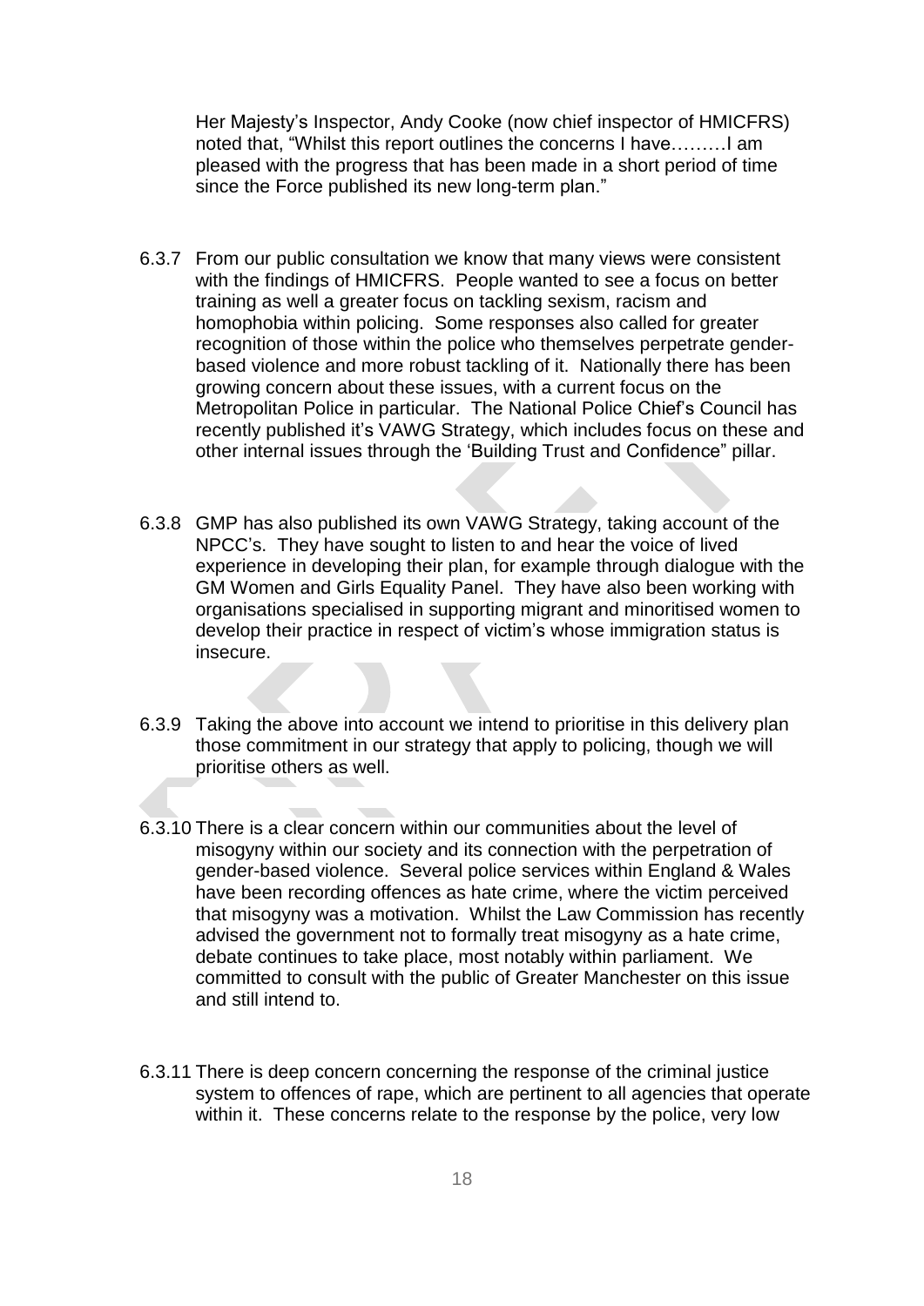Her Majesty's Inspector, Andy Cooke (now chief inspector of HMICFRS) noted that, "Whilst this report outlines the concerns I have………I am pleased with the progress that has been made in a short period of time since the Force published its new long-term plan."

6.3.7 From our public consultation we know that many views were consistent with the findings of HMICFRS. People wanted to see a focus on better training as well a greater focus on tackling sexism, racism and homophobia within policing. Some responses also called for greater recognition of those within the police who themselves perpetrate gender-based violence and more robust tackling of it. Nationally there has been growing concern about these issues, with a current focus on the Metropolitan Police in particular. The National Police Chief's Council has recently published it's VAWG Strategy, which includes focus on these and other internal issues through the 'Building Trust and Confidence" pillar.

6.3.8 GMP has also published its own VAWG Strategy, taking account of the NPCC's. They have sought to listen to and hear the voice of lived experience in developing their plan, for example through dialogue with the GM Women and Girls Equality Panel. They have also been working with organisations specialised in supporting migrant and minoritised women to develop their practice in respect of victim's whose immigration status is insecure.

6.3.9 Taking the above into account we intend to prioritise in this delivery plan those commitment in our strategy that apply to policing, though we will prioritise others as well.

6.3.10 There is a clear concern within our communities about the level of misogyny within our society and its connection with the perpetration of gender-based violence. Several police services within England & Wales have been recording offences as hate crime, where the victim perceived that misogyny was a motivation. Whilst the Law Commission has recently advised the government not to formally treat misogyny as a hate crime, debate continues to take place, most notably within parliament. We committed to consult with the public of Greater Manchester on this issue and still intend to.

6.3.11 There is deep concern concerning the response of the criminal justice system to offences of rape, which are pertinent to all agencies that operate within it. These concerns relate to the response by the police, very low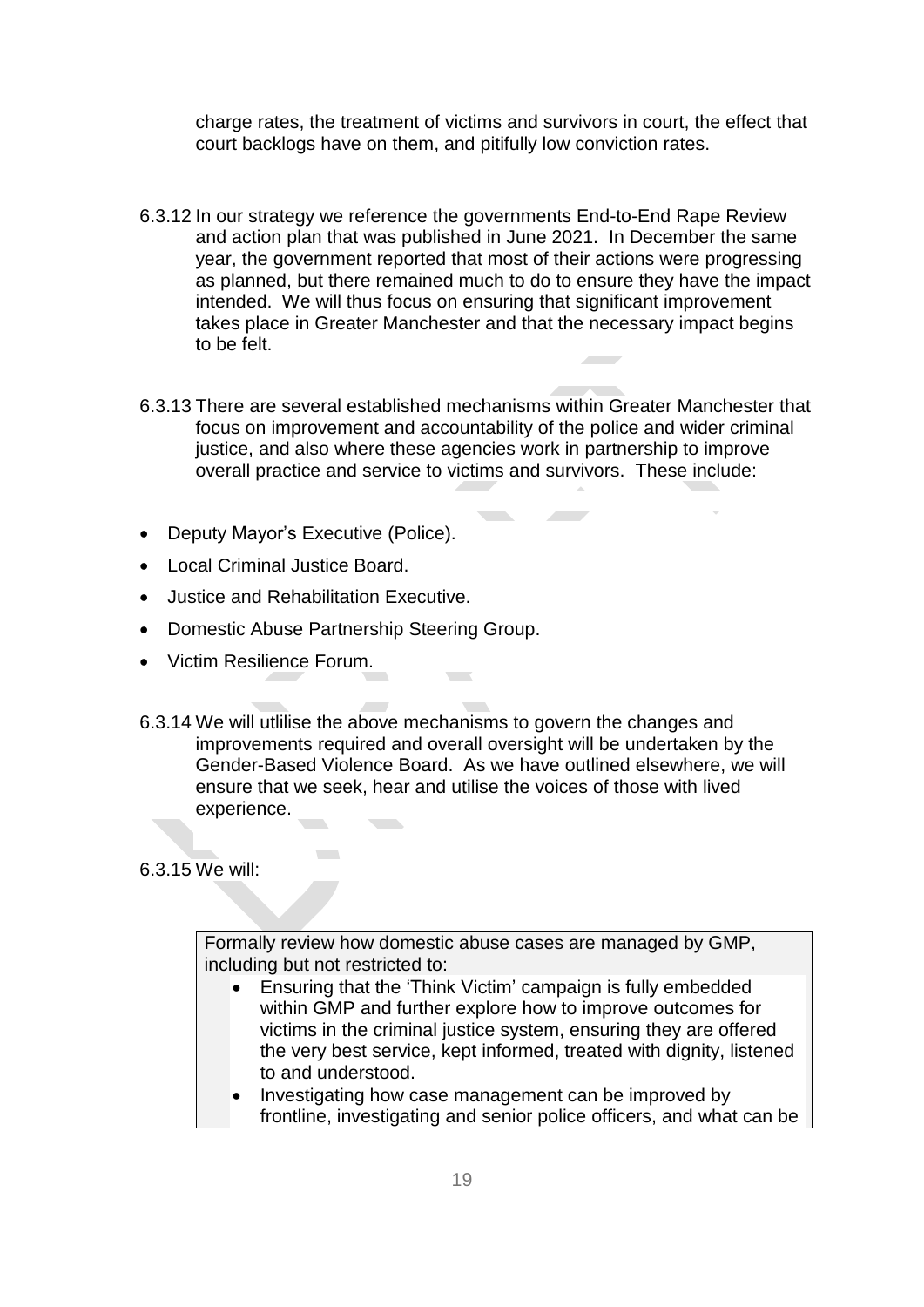charge rates, the treatment of victims and survivors in court, the effect that court backlogs have on them, and pitifully low conviction rates.

6.3.12 In our strategy we reference the governments End-to-End Rape Review and action plan that was published in June 2021. In December the same year, the government reported that most of their actions were progressing as planned, but there remained much to do to ensure they have the impact intended. We will thus focus on ensuring that significant improvement takes place in Greater Manchester and that the necessary impact begins to be felt.

6.3.13 There are several established mechanisms within Greater Manchester that focus on improvement and accountability of the police and wider criminal justice, and also where these agencies work in partnership to improve overall practice and service to victims and survivors. These include:

- Deputy Mayor's Executive (Police).
- Local Criminal Justice Board.
- Justice and Rehabilitation Executive.
- Domestic Abuse Partnership Steering Group.
- Victim Resilience Forum.

6.3.14 We will utlilise the above mechanisms to govern the changes and improvements required and overall oversight will be undertaken by the Gender-Based Violence Board. As we have outlined elsewhere, we will ensure that we seek, hear and utilise the voices of those with lived experience.

6.3.15 We will:

Formally review how domestic abuse cases are managed by GMP, including but not restricted to:

- Ensuring that the 'Think Victim' campaign is fully embedded within GMP and further explore how to improve outcomes for victims in the criminal justice system, ensuring they are offered the very best service, kept informed, treated with dignity, listened to and understood.
- Investigating how case management can be improved by frontline, investigating and senior police officers, and what can be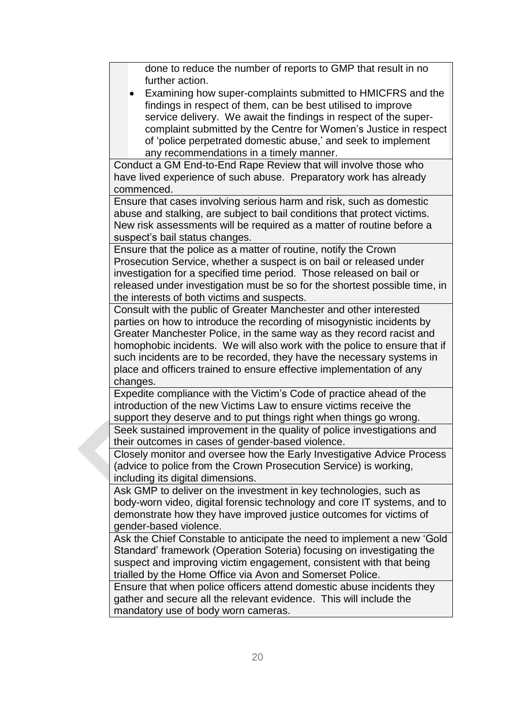| |
|---|
| done to reduce the number of reports to GMP that result in no further action.<br>• Examining how super-complaints submitted to HMICFRS and the findings in respect of them, can be best utilised to improve service delivery. We await the findings in respect of the super-complaint submitted by the Centre for Women's Justice in respect of 'police perpetrated domestic abuse,' and seek to implement any recommendations in a timely manner. |
| Conduct a GM End-to-End Rape Review that will involve those who have lived experience of such abuse. Preparatory work has already commenced. |
| Ensure that cases involving serious harm and risk, such as domestic abuse and stalking, are subject to bail conditions that protect victims. New risk assessments will be required as a matter of routine before a suspect's bail status changes. |
| Ensure that the police as a matter of routine, notify the Crown Prosecution Service, whether a suspect is on bail or released under investigation for a specified time period. Those released on bail or released under investigation must be so for the shortest possible time, in the interests of both victims and suspects. |
| Consult with the public of Greater Manchester and other interested parties on how to introduce the recording of misogynistic incidents by Greater Manchester Police, in the same way as they record racist and homophobic incidents. We will also work with the police to ensure that if such incidents are to be recorded, they have the necessary systems in place and officers trained to ensure effective implementation of any changes. |
| Expedite compliance with the Victim's Code of practice ahead of the introduction of the new Victims Law to ensure victims receive the support they deserve and to put things right when things go wrong. |
| Seek sustained improvement in the quality of police investigations and their outcomes in cases of gender-based violence. |
| Closely monitor and oversee how the Early Investigative Advice Process (advice to police from the Crown Prosecution Service) is working, including its digital dimensions. |
| Ask GMP to deliver on the investment in key technologies, such as body-worn video, digital forensic technology and core IT systems, and to demonstrate how they have improved justice outcomes for victims of gender-based violence. |
| Ask the Chief Constable to anticipate the need to implement a new 'Gold Standard' framework (Operation Soteria) focusing on investigating the suspect and improving victim engagement, consistent with that being trialled by the Home Office via Avon and Somerset Police. |
| Ensure that when police officers attend domestic abuse incidents they gather and secure all the relevant evidence. This will include the mandatory use of body worn cameras. |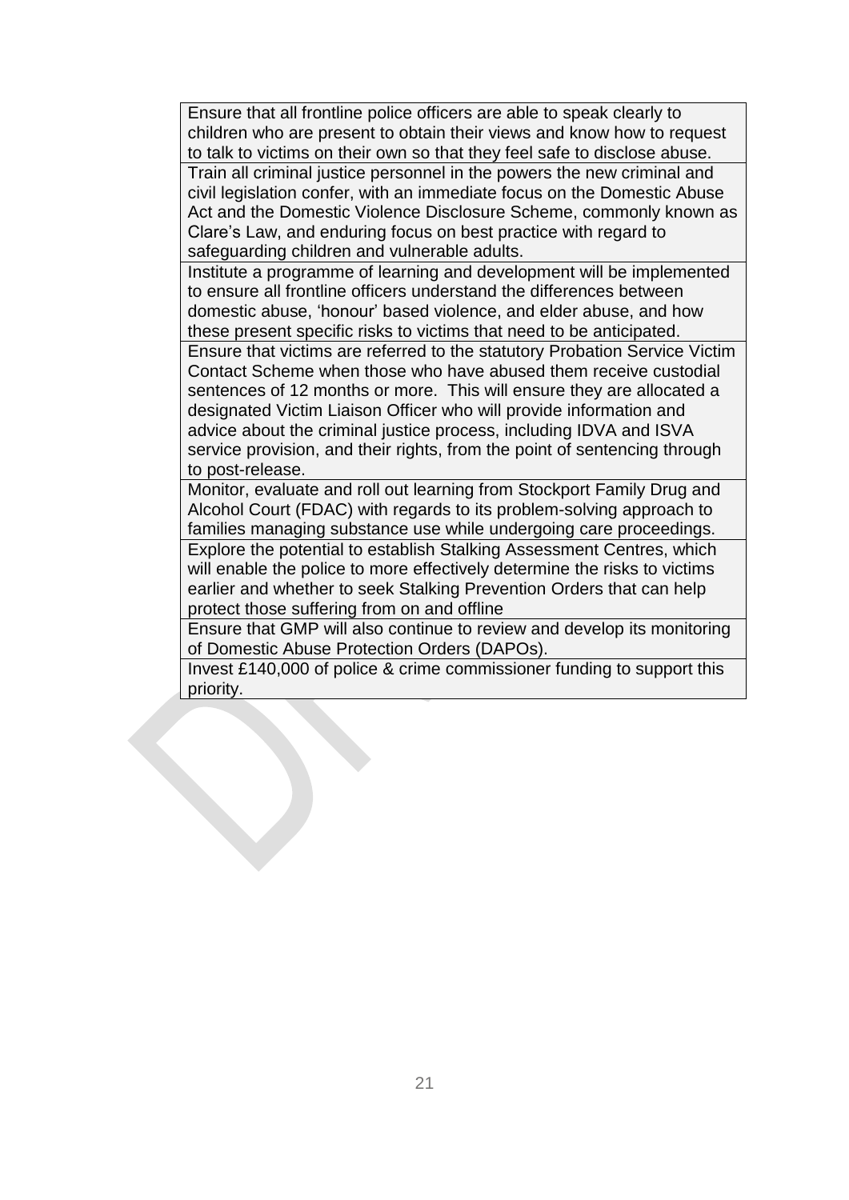| |
|---|
| Ensure that all frontline police officers are able to speak clearly to children who are present to obtain their views and know how to request to talk to victims on their own so that they feel safe to disclose abuse. |
| Train all criminal justice personnel in the powers the new criminal and civil legislation confer, with an immediate focus on the Domestic Abuse Act and the Domestic Violence Disclosure Scheme, commonly known as Clare's Law, and enduring focus on best practice with regard to safeguarding children and vulnerable adults. |
| Institute a programme of learning and development will be implemented to ensure all frontline officers understand the differences between domestic abuse, 'honour' based violence, and elder abuse, and how these present specific risks to victims that need to be anticipated. |
| Ensure that victims are referred to the statutory Probation Service Victim Contact Scheme when those who have abused them receive custodial sentences of 12 months or more. This will ensure they are allocated a designated Victim Liaison Officer who will provide information and advice about the criminal justice process, including IDVA and ISVA service provision, and their rights, from the point of sentencing through to post-release. |
| Monitor, evaluate and roll out learning from Stockport Family Drug and Alcohol Court (FDAC) with regards to its problem-solving approach to families managing substance use while undergoing care proceedings. |
| Explore the potential to establish Stalking Assessment Centres, which will enable the police to more effectively determine the risks to victims earlier and whether to seek Stalking Prevention Orders that can help protect those suffering from on and offline |
| Ensure that GMP will also continue to review and develop its monitoring of Domestic Abuse Protection Orders (DAPOs). |
| Invest £140,000 of police & crime commissioner funding to support this priority. |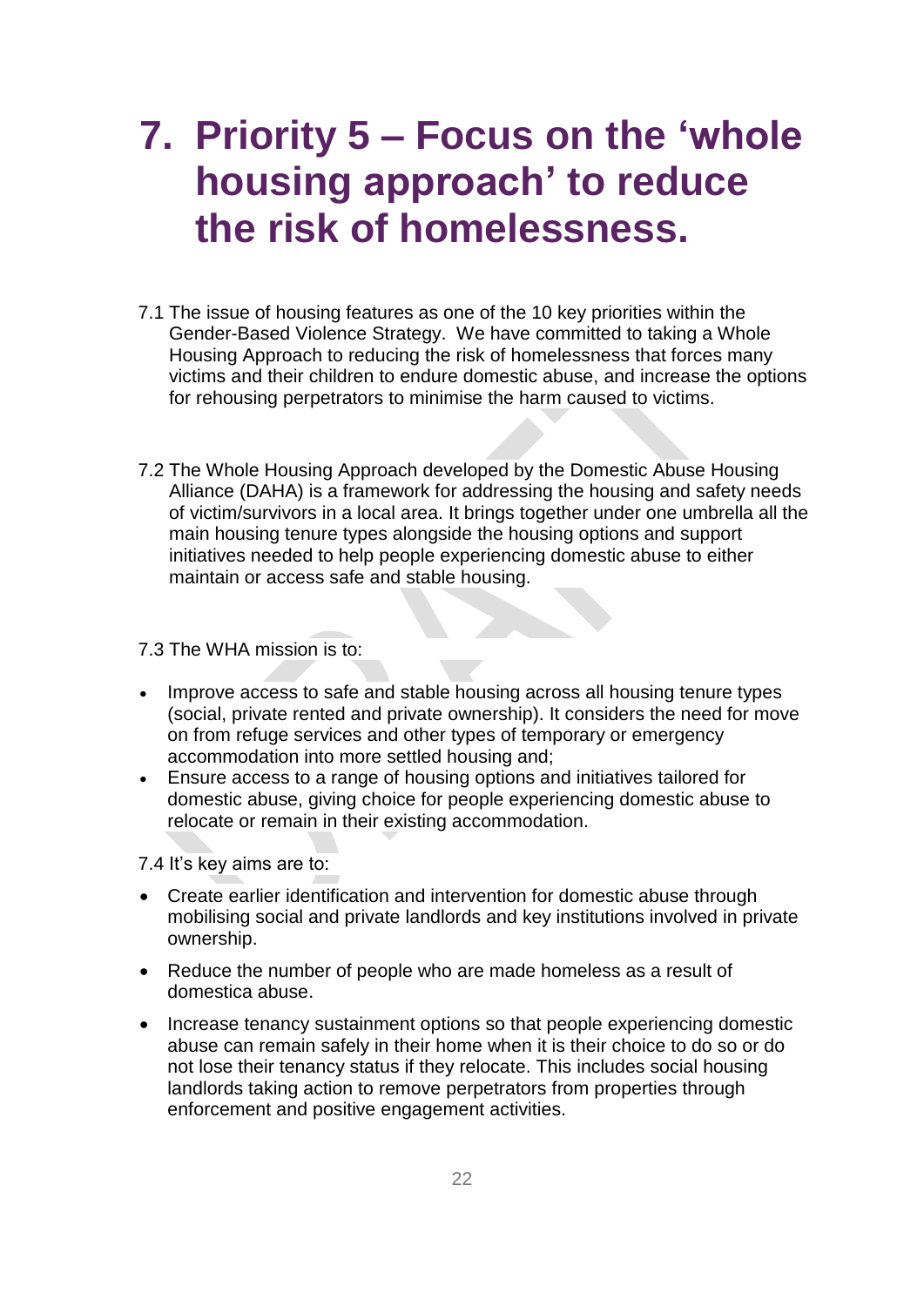# 7. Priority 5 – Focus on the 'whole housing approach' to reduce the risk of homelessness.

7.1 The issue of housing features as one of the 10 key priorities within the Gender-Based Violence Strategy. We have committed to taking a Whole Housing Approach to reducing the risk of homelessness that forces many victims and their children to endure domestic abuse, and increase the options for rehousing perpetrators to minimise the harm caused to victims.

7.2 The Whole Housing Approach developed by the Domestic Abuse Housing Alliance (DAHA) is a framework for addressing the housing and safety needs of victim/survivors in a local area. It brings together under one umbrella all the main housing tenure types alongside the housing options and support initiatives needed to help people experiencing domestic abuse to either maintain or access safe and stable housing.

7.3 The WHA mission is to:

- Improve access to safe and stable housing across all housing tenure types (social, private rented and private ownership). It considers the need for move on from refuge services and other types of temporary or emergency accommodation into more settled housing and;
- Ensure access to a range of housing options and initiatives tailored for domestic abuse, giving choice for people experiencing domestic abuse to relocate or remain in their existing accommodation.

7.4 It's key aims are to:

- Create earlier identification and intervention for domestic abuse through mobilising social and private landlords and key institutions involved in private ownership.
- Reduce the number of people who are made homeless as a result of domestica abuse.
- Increase tenancy sustainment options so that people experiencing domestic abuse can remain safely in their home when it is their choice to do so or do not lose their tenancy status if they relocate. This includes social housing landlords taking action to remove perpetrators from properties through enforcement and positive engagement activities.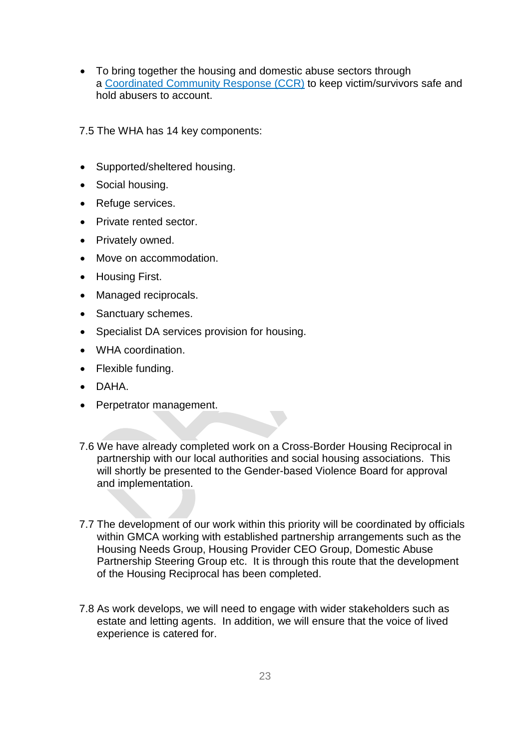- To bring together the housing and domestic abuse sectors through a [Coordinated Community Response (CCR)] to keep victim/survivors safe and hold abusers to account.

7.5 The WHA has 14 key components:

- Supported/sheltered housing.
- Social housing.
- Refuge services.
- Private rented sector.
- Privately owned.
- Move on accommodation.
- Housing First.
- Managed reciprocals.
- Sanctuary schemes.
- Specialist DA services provision for housing.
- WHA coordination.
- Flexible funding.
- DAHA.
- Perpetrator management.

7.6 We have already completed work on a Cross-Border Housing Reciprocal in partnership with our local authorities and social housing associations. This will shortly be presented to the Gender-based Violence Board for approval and implementation.

7.7 The development of our work within this priority will be coordinated by officials within GMCA working with established partnership arrangements such as the Housing Needs Group, Housing Provider CEO Group, Domestic Abuse Partnership Steering Group etc. It is through this route that the development of the Housing Reciprocal has been completed.

7.8 As work develops, we will need to engage with wider stakeholders such as estate and letting agents. In addition, we will ensure that the voice of lived experience is catered for.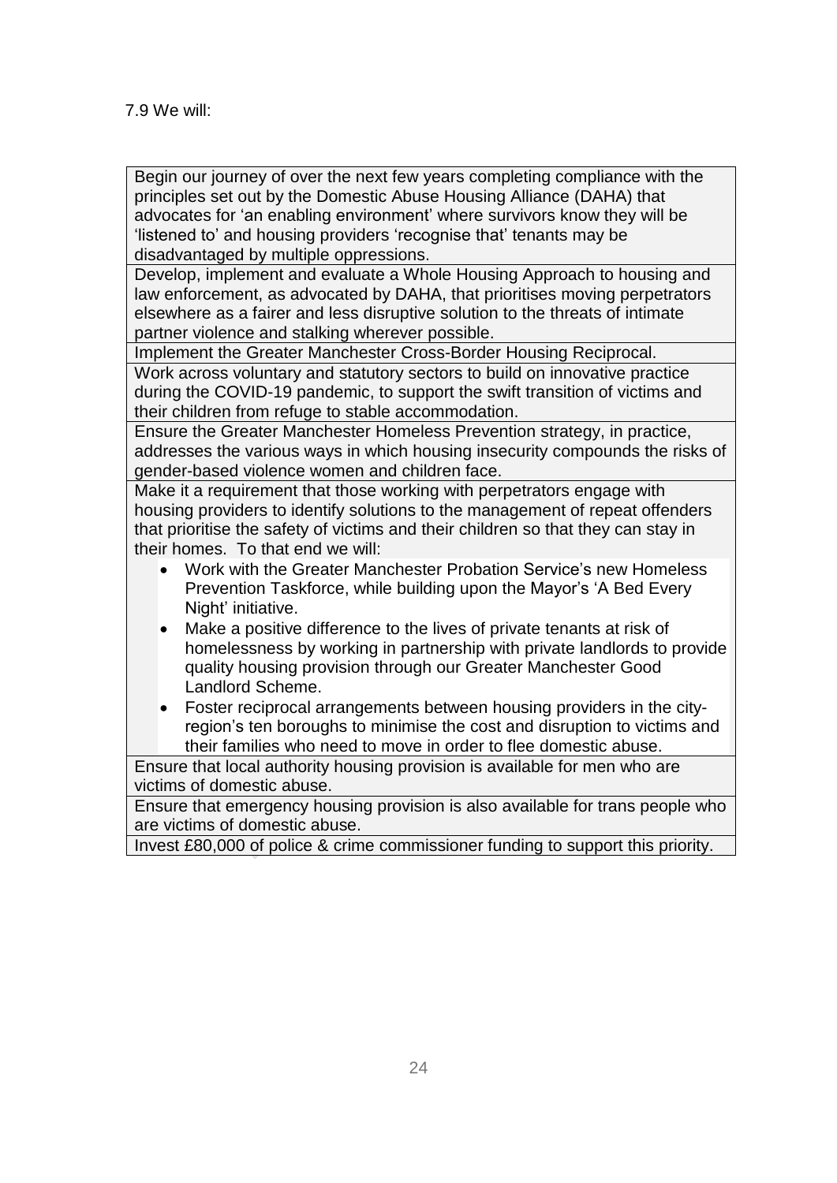7.9 We will:

| |
|---|
| Begin our journey of over the next few years completing compliance with the principles set out by the Domestic Abuse Housing Alliance (DAHA) that advocates for 'an enabling environment' where survivors know they will be 'listened to' and housing providers 'recognise that' tenants may be disadvantaged by multiple oppressions. |
| Develop, implement and evaluate a Whole Housing Approach to housing and law enforcement, as advocated by DAHA, that prioritises moving perpetrators elsewhere as a fairer and less disruptive solution to the threats of intimate partner violence and stalking wherever possible. |
| Implement the Greater Manchester Cross-Border Housing Reciprocal. |
| Work across voluntary and statutory sectors to build on innovative practice during the COVID-19 pandemic, to support the swift transition of victims and their children from refuge to stable accommodation. |
| Ensure the Greater Manchester Homeless Prevention strategy, in practice, addresses the various ways in which housing insecurity compounds the risks of gender-based violence women and children face. |
| Make it a requirement that those working with perpetrators engage with housing providers to identify solutions to the management of repeat offenders that prioritise the safety of victims and their children so that they can stay in their homes. To that end we will:<br>• Work with the Greater Manchester Probation Service's new Homeless Prevention Taskforce, while building upon the Mayor's 'A Bed Every Night' initiative.<br>• Make a positive difference to the lives of private tenants at risk of homelessness by working in partnership with private landlords to provide quality housing provision through our Greater Manchester Good Landlord Scheme.<br>• Foster reciprocal arrangements between housing providers in the city-region's ten boroughs to minimise the cost and disruption to victims and their families who need to move in order to flee domestic abuse. |
| Ensure that local authority housing provision is available for men who are victims of domestic abuse. |
| Ensure that emergency housing provision is also available for trans people who are victims of domestic abuse. |
| Invest £80,000 of police & crime commissioner funding to support this priority. |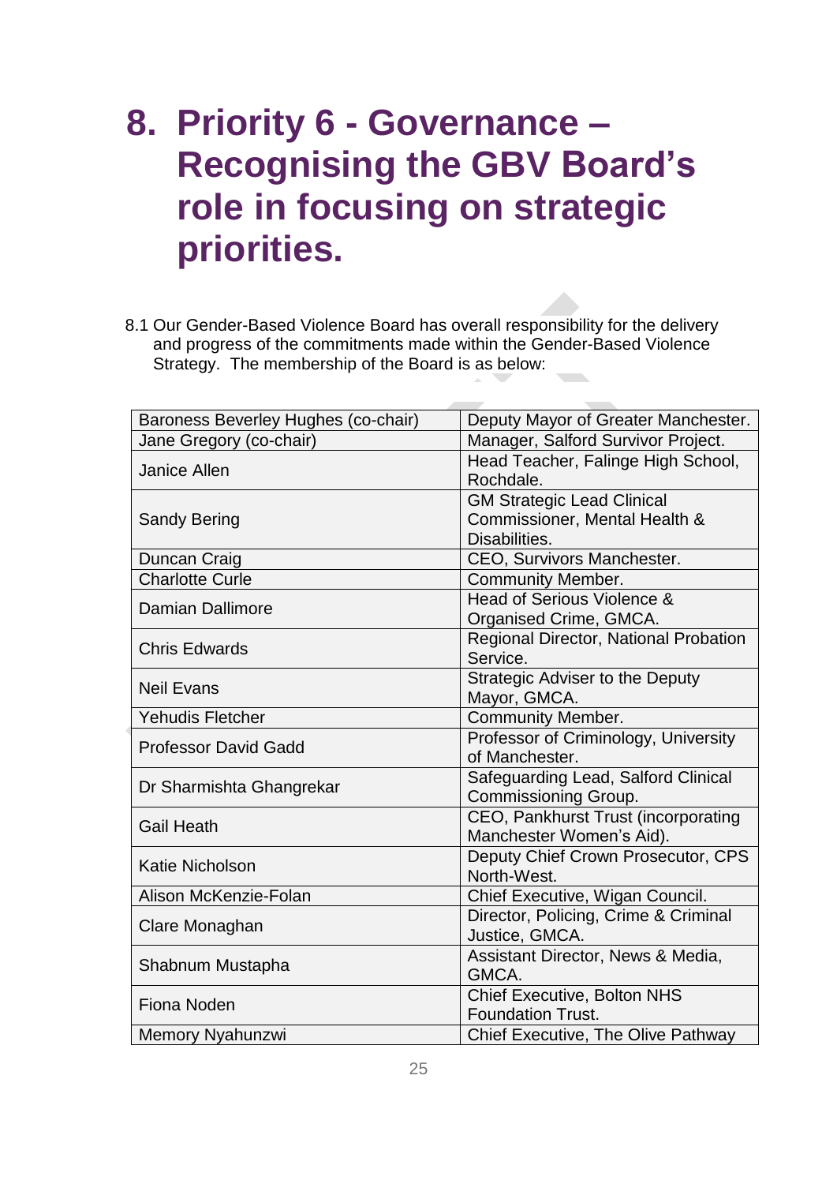# 8. Priority 6 - Governance – Recognising the GBV Board's role in focusing on strategic priorities.

8.1 Our Gender-Based Violence Board has overall responsibility for the delivery and progress of the commitments made within the Gender-Based Violence Strategy. The membership of the Board is as below:

| | |
|---|---|
| Baroness Beverley Hughes (co-chair) | Deputy Mayor of Greater Manchester. |
| Jane Gregory (co-chair) | Manager, Salford Survivor Project. |
| Janice Allen | Head Teacher, Falinge High School, Rochdale. |
| Sandy Bering | GM Strategic Lead Clinical Commissioner, Mental Health & Disabilities. |
| Duncan Craig | CEO, Survivors Manchester. |
| Charlotte Curle | Community Member. |
| Damian Dallimore | Head of Serious Violence & Organised Crime, GMCA. |
| Chris Edwards | Regional Director, National Probation Service. |
| Neil Evans | Strategic Adviser to the Deputy Mayor, GMCA. |
| Yehudis Fletcher | Community Member. |
| Professor David Gadd | Professor of Criminology, University of Manchester. |
| Dr Sharmishta Ghangrekar | Safeguarding Lead, Salford Clinical Commissioning Group. |
| Gail Heath | CEO, Pankhurst Trust (incorporating Manchester Women's Aid). |
| Katie Nicholson | Deputy Chief Crown Prosecutor, CPS North-West. |
| Alison McKenzie-Folan | Chief Executive, Wigan Council. |
| Clare Monaghan | Director, Policing, Crime & Criminal Justice, GMCA. |
| Shabnum Mustapha | Assistant Director, News & Media, GMCA. |
| Fiona Noden | Chief Executive, Bolton NHS Foundation Trust. |
| Memory Nyahunzwi | Chief Executive, The Olive Pathway |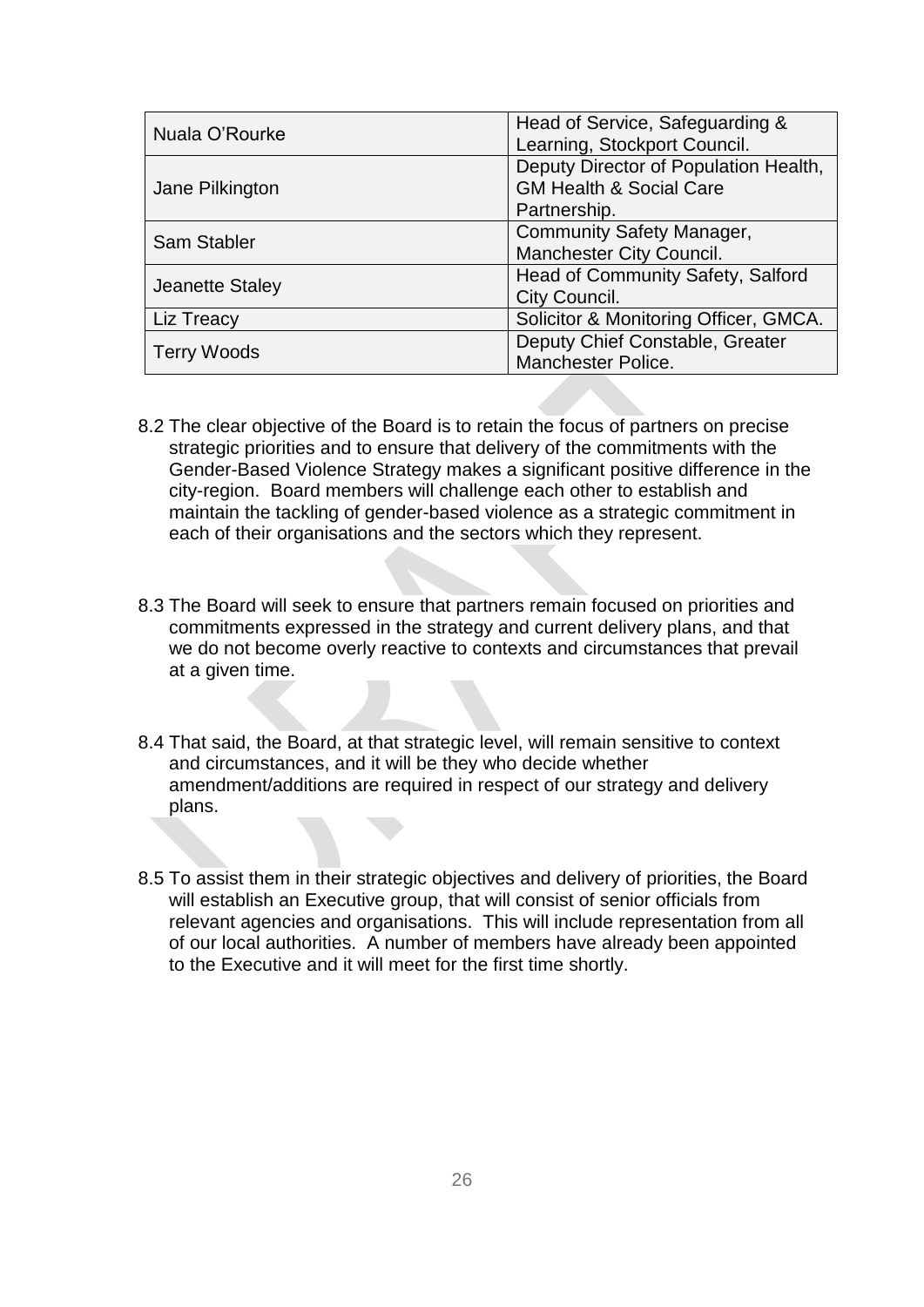| | |
|---|---|
| Nuala O'Rourke | Head of Service, Safeguarding & Learning, Stockport Council. |
| Jane Pilkington | Deputy Director of Population Health, GM Health & Social Care Partnership. |
| Sam Stabler | Community Safety Manager, Manchester City Council. |
| Jeanette Staley | Head of Community Safety, Salford City Council. |
| Liz Treacy | Solicitor & Monitoring Officer, GMCA. |
| Terry Woods | Deputy Chief Constable, Greater Manchester Police. |

8.2 The clear objective of the Board is to retain the focus of partners on precise strategic priorities and to ensure that delivery of the commitments with the Gender-Based Violence Strategy makes a significant positive difference in the city-region. Board members will challenge each other to establish and maintain the tackling of gender-based violence as a strategic commitment in each of their organisations and the sectors which they represent.

8.3 The Board will seek to ensure that partners remain focused on priorities and commitments expressed in the strategy and current delivery plans, and that we do not become overly reactive to contexts and circumstances that prevail at a given time.

8.4 That said, the Board, at that strategic level, will remain sensitive to context and circumstances, and it will be they who decide whether amendment/additions are required in respect of our strategy and delivery plans.

8.5 To assist them in their strategic objectives and delivery of priorities, the Board will establish an Executive group, that will consist of senior officials from relevant agencies and organisations. This will include representation from all of our local authorities. A number of members have already been appointed to the Executive and it will meet for the first time shortly.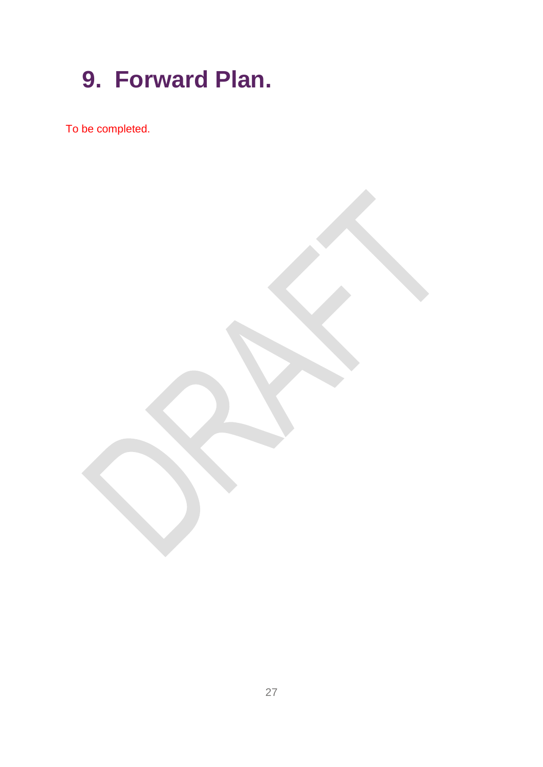# 9. Forward Plan.

To be completed.